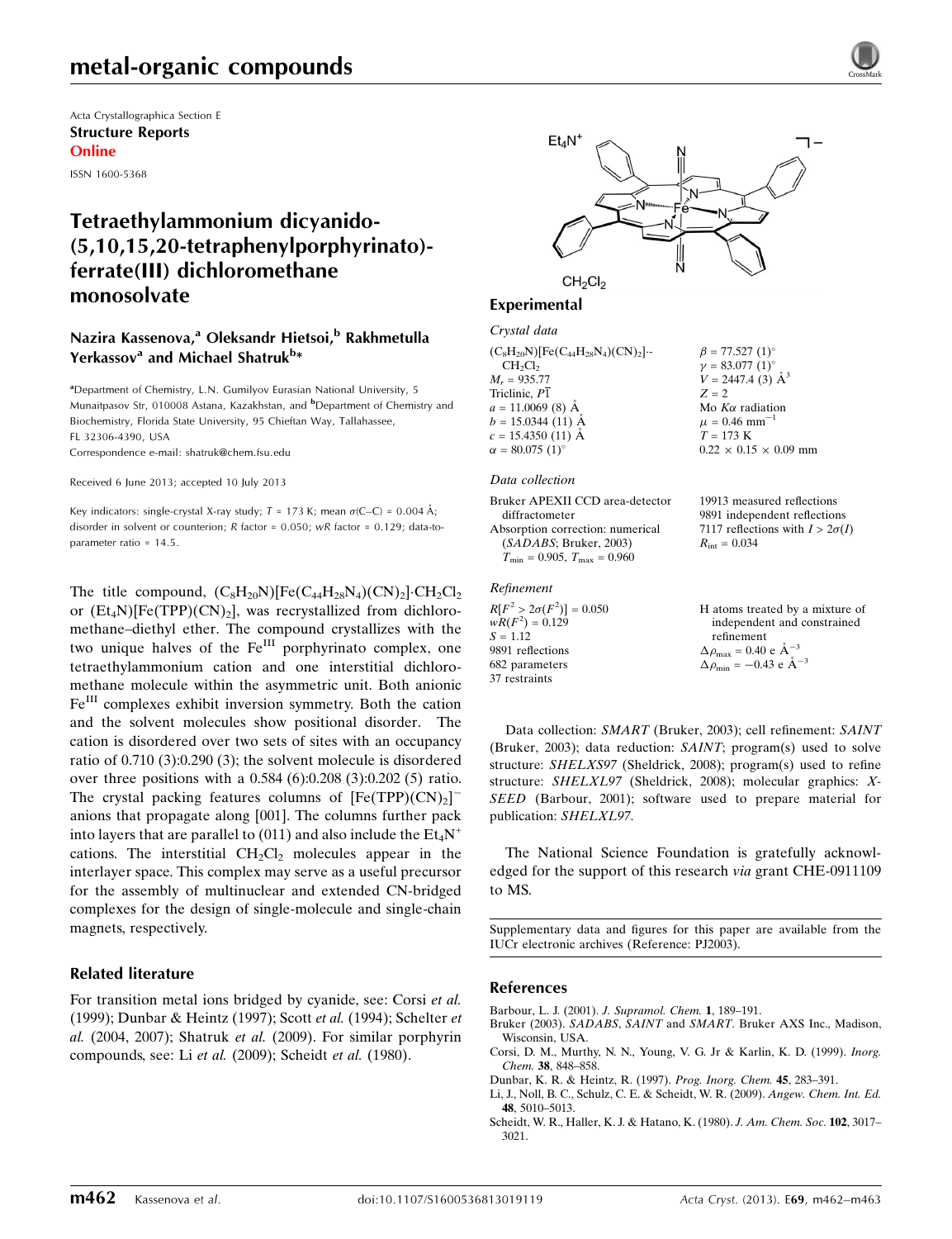metal-organic compounds

Acta Crystallographica Section E
**Structure Reports**
**Online**

ISSN 1600-5368

# Tetraethylammonium dicyanido-(5,10,15,20-tetraphenylporphyrinato)-ferrate(III) dichloromethane monosolvate

**Nazira Kassenova,[a] Oleksandr Hietsoi,[b] Rakhmetulla Yerkassov[a] and Michael Shatruk[b]***

[a]Department of Chemistry, L.N. Gumilyov Eurasian National University, 5 Munaitpasov Str, 010008 Astana, Kazakhstan, and [b]Department of Chemistry and Biochemistry, Florida State University, 95 Chieftan Way, Tallahassee, FL 32306-4390, USA
Correspondence e-mail: shatruk@chem.fsu.edu

Received 6 June 2013; accepted 10 July 2013

Key indicators: single-crystal X-ray study; $T$ = 173 K; mean $\sigma$(C–C) = 0.004 Å; disorder in solvent or counterion; $R$ factor = 0.050; $wR$ factor = 0.129; data-to-parameter ratio = 14.5.

The title compound, $(C_8H_{20}N)[Fe(C_{44}H_{28}N_4)(CN)_2]\cdot CH_2Cl_2$ or $(Et_4N)[Fe(TPP)(CN)_2]$, was recrystallized from dichloromethane–diethyl ether. The compound crystallizes with the two unique halves of the $Fe^{III}$ porphyrinato complex, one tetraethylammonium cation and one interstitial dichloromethane molecule within the asymmetric unit. Both anionic $Fe^{III}$ complexes exhibit inversion symmetry. Both the cation and the solvent molecules show positional disorder. The cation is disordered over two sets of sites with an occupancy ratio of 0.710 (3):0.290 (3); the solvent molecule is disordered over three positions with a 0.584 (6):0.208 (3):0.202 (5) ratio. The crystal packing features columns of $[Fe(TPP)(CN)_2]^-$ anions that propagate along [001]. The columns further pack into layers that are parallel to (011) and also include the $Et_4N^+$ cations. The interstitial $CH_2Cl_2$ molecules appear in the interlayer space. This complex may serve as a useful precursor for the assembly of multinuclear and extended CN-bridged complexes for the design of single-molecule and single-chain magnets, respectively.

## Related literature

For transition metal ions bridged by cyanide, see: Corsi *et al.* (1999); Dunbar & Heintz (1997); Scott *et al.* (1994); Schelter *et al.* (2004, 2007); Shatruk *et al.* (2009). For similar porphyrin compounds, see: Li *et al.* (2009); Scheidt *et al.* (1980).

$Et_4N^+$ 

$CH_2Cl_2$

## Experimental

### Crystal data

$(C_8H_{20}N)[Fe(C_{44}H_{28}N_4)(CN)_2]\cdot CH_2Cl_2$
$M_r$ = 935.77
Triclinic, $P\overline{1}$
$a$ = 11.0069 (8) Å
$b$ = 15.0344 (11) Å
$c$ = 15.4350 (11) Å
$\alpha$ = 80.075 (1)°
$\beta$ = 77.527 (1)°
$\gamma$ = 83.077 (1)°
$V$ = 2447.4 (3) Å$^3$
$Z$ = 2
Mo $K\alpha$ radiation
$\mu$ = 0.46 mm$^{-1}$
$T$ = 173 K
0.22 × 0.15 × 0.09 mm

### Data collection

Bruker APEXII CCD area-detector diffractometer
Absorption correction: numerical (*SADABS*; Bruker, 2003)
$T_{min}$ = 0.905, $T_{max}$ = 0.960
19913 measured reflections
9891 independent reflections
7117 reflections with $I > 2\sigma(I)$
$R_{int}$ = 0.034

### Refinement

$R[F^2 > 2\sigma(F^2)]$ = 0.050
$wR(F^2)$ = 0.129
$S$ = 1.12
9891 reflections
682 parameters
37 restraints
H atoms treated by a mixture of independent and constrained refinement
$\Delta\rho_{max}$ = 0.40 e Å$^{-3}$
$\Delta\rho_{min}$ = −0.43 e Å$^{-3}$

Data collection: *SMART* (Bruker, 2003); cell refinement: *SAINT* (Bruker, 2003); data reduction: *SAINT*; program(s) used to solve structure: *SHELXS97* (Sheldrick, 2008); program(s) used to refine structure: *SHELXL97* (Sheldrick, 2008); molecular graphics: *X-SEED* (Barbour, 2001); software used to prepare material for publication: *SHELXL97*.

The National Science Foundation is gratefully acknowledged for the support of this research *via* grant CHE-0911109 to MS.

Supplementary data and figures for this paper are available from the IUCr electronic archives (Reference: PJ2003).

## References

Barbour, L. J. (2001). *J. Supramol. Chem.* **1**, 189–191.
Bruker (2003). *SADABS*, *SAINT* and *SMART*. Bruker AXS Inc., Madison, Wisconsin, USA.
Corsi, D. M., Murthy, N. N., Young, V. G. Jr & Karlin, K. D. (1999). *Inorg. Chem.* **38**, 848–858.
Dunbar, K. R. & Heintz, R. (1997). *Prog. Inorg. Chem.* **45**, 283–391.
Li, J., Noll, B. C., Schulz, C. E. & Scheidt, W. R. (2009). *Angew. Chem. Int. Ed.* **48**, 5010–5013.
Scheidt, W. R., Haller, K. J. & Hatano, K. (1980). *J. Am. Chem. Soc.* **102**, 3017–3021.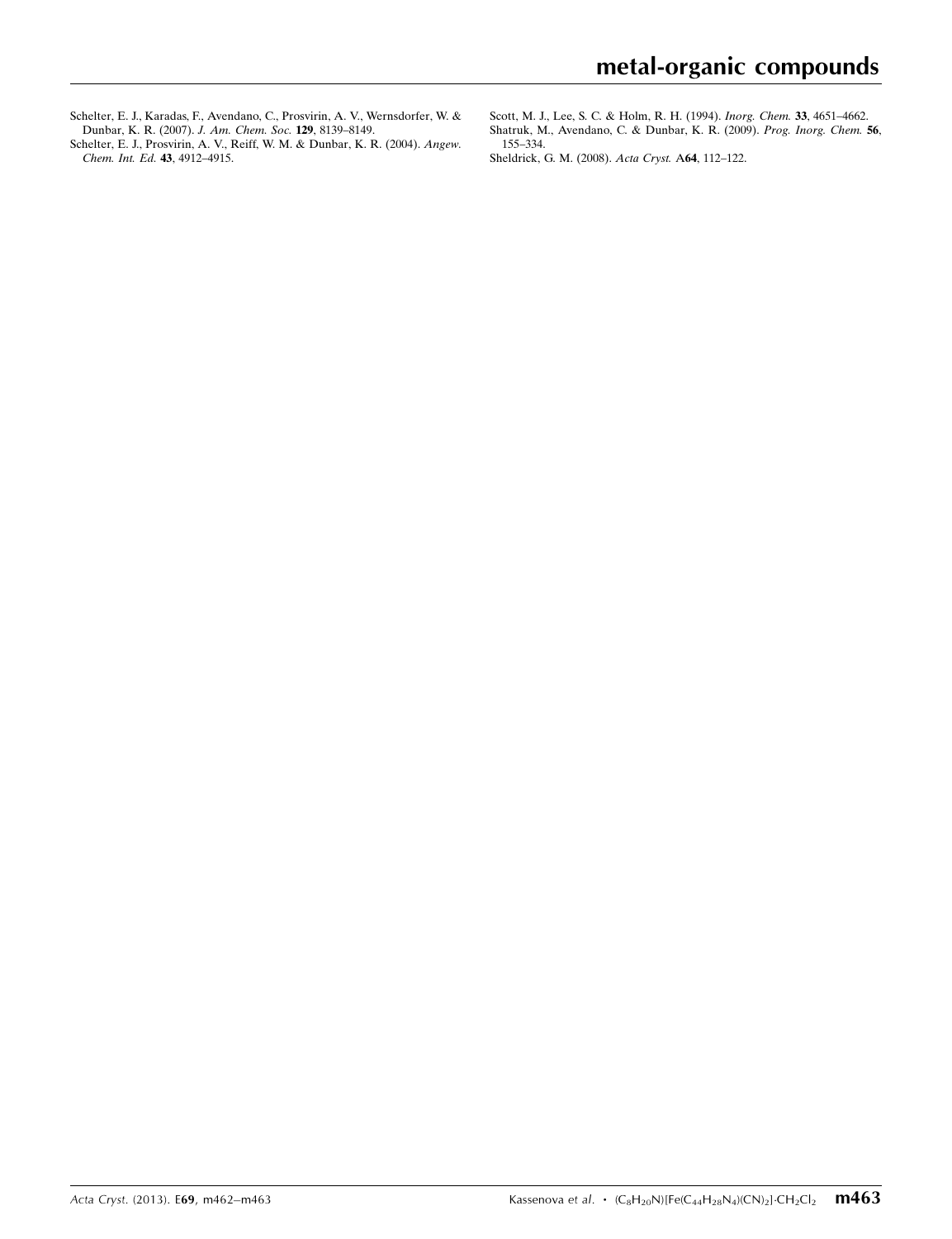Schelter, E. J., Karadas, F., Avendano, C., Prosvirin, A. V., Wernsdorfer, W. & Dunbar, K. R. (2007). *J. Am. Chem. Soc.* **129**, 8139–8149.

Schelter, E. J., Prosvirin, A. V., Reiff, W. M. & Dunbar, K. R. (2004). *Angew. Chem. Int. Ed.* **43**, 4912–4915.

Scott, M. J., Lee, S. C. & Holm, R. H. (1994). *Inorg. Chem.* **33**, 4651–4662.

Shatruk, M., Avendano, C. & Dunbar, K. R. (2009). *Prog. Inorg. Chem.* **56**, 155–334.

Sheldrick, G. M. (2008). *Acta Cryst.* A**64**, 112–122.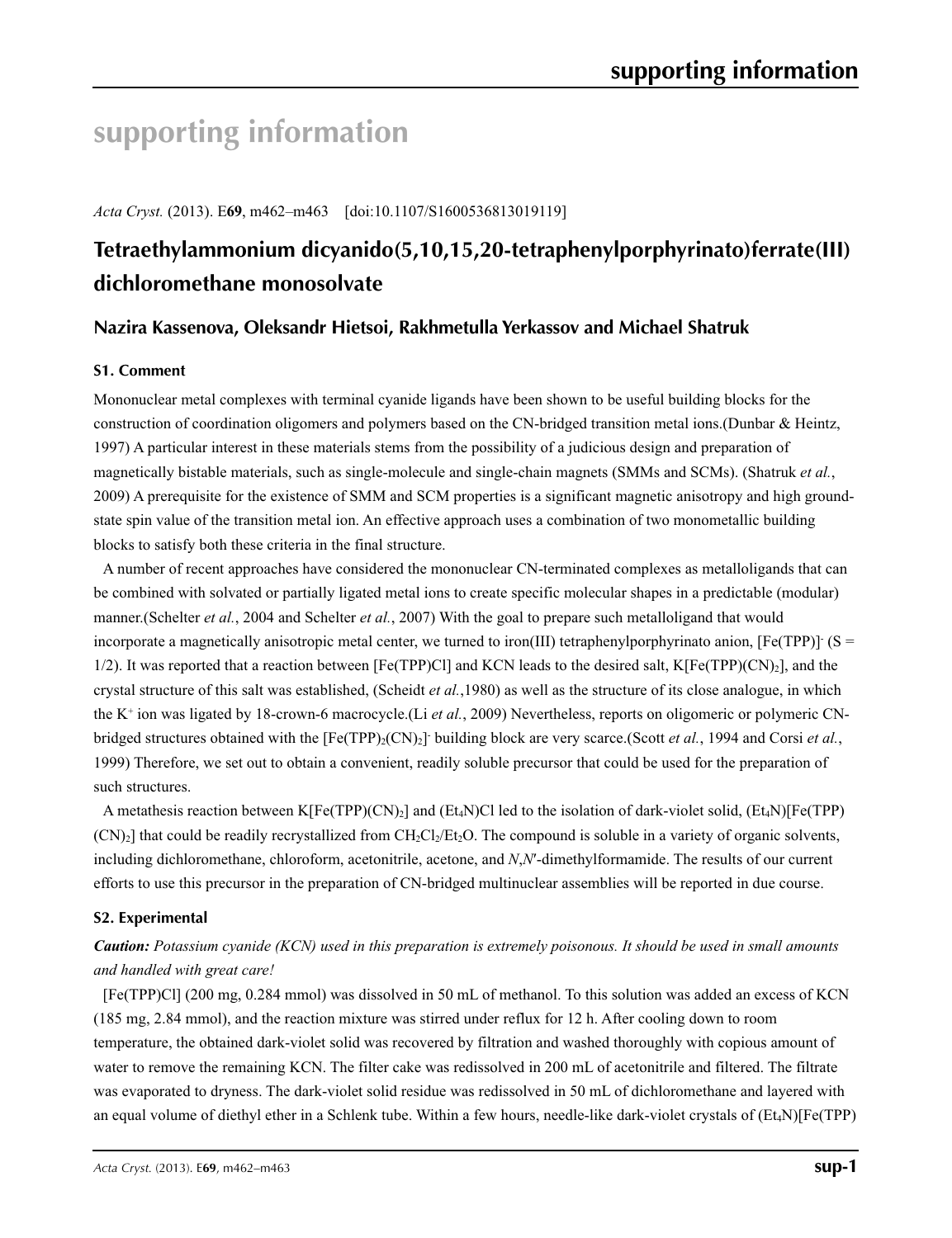# supporting information

*Acta Cryst.* (2013). E**69**, m462–m463 [doi:10.1107/S1600536813019119]

## Tetraethylammonium dicyanido(5,10,15,20-tetraphenylporphyrinato)ferrate(III) dichloromethane monosolvate

### Nazira Kassenova, Oleksandr Hietsoi, Rakhmetulla Yerkassov and Michael Shatruk

#### S1. Comment

Mononuclear metal complexes with terminal cyanide ligands have been shown to be useful building blocks for the construction of coordination oligomers and polymers based on the CN-bridged transition metal ions.(Dunbar & Heintz, 1997) A particular interest in these materials stems from the possibility of a judicious design and preparation of magnetically bistable materials, such as single-molecule and single-chain magnets (SMMs and SCMs). (Shatruk *et al.*, 2009) A prerequisite for the existence of SMM and SCM properties is a significant magnetic anisotropy and high ground-state spin value of the transition metal ion. An effective approach uses a combination of two monometallic building blocks to satisfy both these criteria in the final structure.

A number of recent approaches have considered the mononuclear CN-terminated complexes as metalloligands that can be combined with solvated or partially ligated metal ions to create specific molecular shapes in a predictable (modular) manner.(Schelter *et al.*, 2004 and Schelter *et al.*, 2007) With the goal to prepare such metalloligand that would incorporate a magnetically anisotropic metal center, we turned to iron(III) tetraphenylporphyrinato anion, $[Fe(TPP)]^-$ ($S = 1/2$). It was reported that a reaction between [Fe(TPP)Cl] and KCN leads to the desired salt, $K[Fe(TPP)(CN)_2]$, and the crystal structure of this salt was established, (Scheidt *et al.*,1980) as well as the structure of its close analogue, in which the $K^+$ ion was ligated by 18-crown-6 macrocycle.(Li *et al.*, 2009) Nevertheless, reports on oligomeric or polymeric CN-bridged structures obtained with the $[Fe(TPP)_2(CN)_2]^-$ building block are very scarce.(Scott *et al.*, 1994 and Corsi *et al.*, 1999) Therefore, we set out to obtain a convenient, readily soluble precursor that could be used for the preparation of such structures.

A metathesis reaction between $K[Fe(TPP)(CN)_2]$ and $(Et_4N)Cl$ led to the isolation of dark-violet solid, $(Et_4N)[Fe(TPP)(CN)_2]$ that could be readily recrystallized from $CH_2Cl_2/Et_2O$. The compound is soluble in a variety of organic solvents, including dichloromethane, chloroform, acetonitrile, acetone, and *N*,*N*′-dimethylformamide. The results of our current efforts to use this precursor in the preparation of CN-bridged multinuclear assemblies will be reported in due course.

#### S2. Experimental

***Caution:*** *Potassium cyanide (KCN) used in this preparation is extremely poisonous. It should be used in small amounts and handled with great care!*

[Fe(TPP)Cl] (200 mg, 0.284 mmol) was dissolved in 50 mL of methanol. To this solution was added an excess of KCN (185 mg, 2.84 mmol), and the reaction mixture was stirred under reflux for 12 h. After cooling down to room temperature, the obtained dark-violet solid was recovered by filtration and washed thoroughly with copious amount of water to remove the remaining KCN. The filter cake was redissolved in 200 mL of acetonitrile and filtered. The filtrate was evaporated to dryness. The dark-violet solid residue was redissolved in 50 mL of dichloromethane and layered with an equal volume of diethyl ether in a Schlenk tube. Within a few hours, needle-like dark-violet crystals of $(Et_4N)[Fe(TPP)$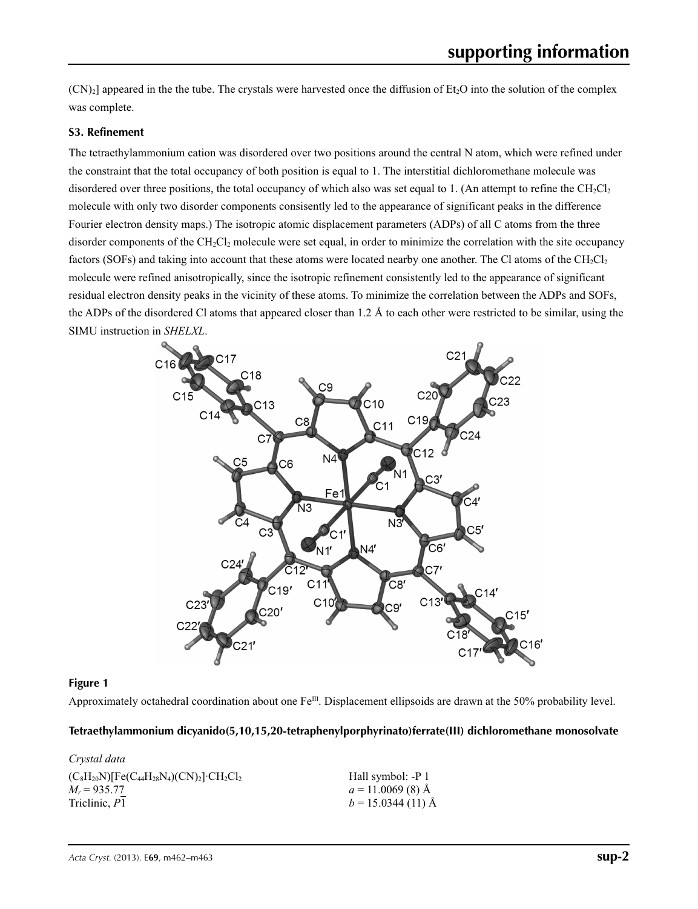(CN)$_2$] appeared in the the tube. The crystals were harvested once the diffusion of $Et_2O$ into the solution of the complex was complete.

### S3. Refinement

The tetraethylammonium cation was disordered over two positions around the central N atom, which were refined under the constraint that the total occupancy of both position is equal to 1. The interstitial dichloromethane molecule was disordered over three positions, the total occupancy of which also was set equal to 1. (An attempt to refine the $CH_2Cl_2$ molecule with only two disorder components consisently led to the appearance of significant peaks in the difference Fourier electron density maps.) The isotropic atomic displacement parameters (ADPs) of all C atoms from the three disorder components of the $CH_2Cl_2$ molecule were set equal, in order to minimize the correlation with the site occupancy factors (SOFs) and taking into account that these atoms were located nearby one another. The Cl atoms of the $CH_2Cl_2$ molecule were refined anisotropically, since the isotropic refinement consistently led to the appearance of significant residual electron density peaks in the vicinity of these atoms. To minimize the correlation between the ADPs and SOFs, the ADPs of the disordered Cl atoms that appeared closer than 1.2 Å to each other were restricted to be similar, using the SIMU instruction in *SHELXL*.

C16 C17 C18 C15 C14 C13 C9 C10 C21 C22 C20 C23 C19 C24 C8 C11 C7 C12 N4 N1 C5 C6 C1 C3′ Fe1 C4′ N3 N3′ C5′ C4 C3 C1′ C6′ N1′ N4′ C24′ C12′ C7′ C11′ C8′ C14′ C19′ C23′ C10′ C9′ C13′ C15′ C20′ C22′ C18′ C16′ C21′ C17′

**Figure 1**

Approximately octahedral coordination about one $Fe^{III}$. Displacement ellipsoids are drawn at the 50% probability level.

### Tetraethylammonium dicyanido(5,10,15,20-tetraphenylporphyrinato)ferrate(III) dichloromethane monosolvate

*Crystal data*

$(C_8H_{20}N)[Fe(C_{44}H_{28}N_4)(CN)_2]\cdot CH_2Cl_2$
$M_r = 935.77$
Triclinic, $P\overline{1}$
Hall symbol: -P 1
$a = 11.0069$ (8) Å
$b = 15.0344$ (11) Å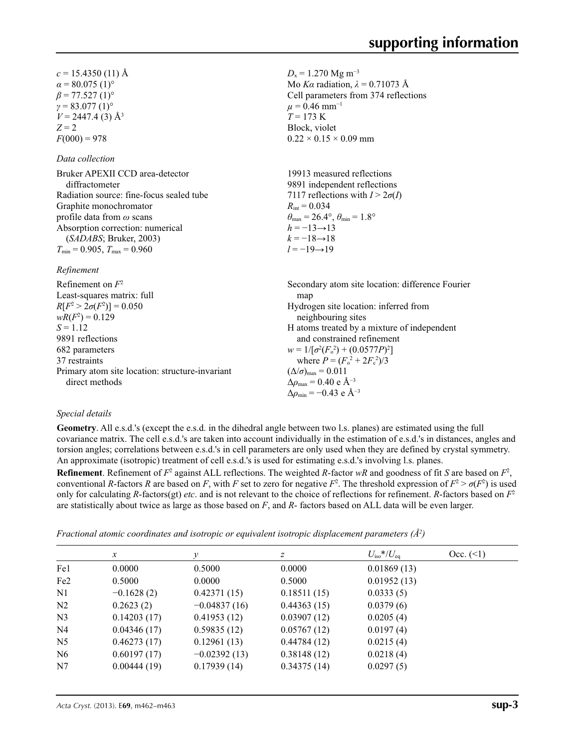$c = 15.4350$ (11) Å
$\alpha = 80.075$ (1)°
$\beta = 77.527$ (1)°
$\gamma = 83.077$ (1)°
$V = 2447.4$ (3) Å$^3$
$Z = 2$
$F(000) = 978$
$D_x = 1.270$ Mg m$^{-3}$
Mo $K\alpha$ radiation, $\lambda = 0.71073$ Å
Cell parameters from 374 reflections
$\mu = 0.46$ mm$^{-1}$
$T = 173$ K
Block, violet
$0.22 \times 0.15 \times 0.09$ mm

*Data collection*

Bruker APEXII CCD area-detector diffractometer
Radiation source: fine-focus sealed tube
Graphite monochromator
profile data from $\omega$ scans
Absorption correction: numerical (*SADABS*; Bruker, 2003)
$T_{min} = 0.905$, $T_{max} = 0.960$
19913 measured reflections
9891 independent reflections
7117 reflections with $I > 2\sigma(I)$
$R_{int} = 0.034$
$\theta_{max} = 26.4°$, $\theta_{min} = 1.8°$
$h = -13 \rightarrow 13$
$k = -18 \rightarrow 18$
$l = -19 \rightarrow 19$

*Refinement*

Refinement on $F^2$
Least-squares matrix: full
$R[F^2 > 2\sigma(F^2)] = 0.050$
$wR(F^2) = 0.129$
$S = 1.12$
9891 reflections
682 parameters
37 restraints
Primary atom site location: structure-invariant direct methods
Secondary atom site location: difference Fourier map
Hydrogen site location: inferred from neighbouring sites
H atoms treated by a mixture of independent and constrained refinement
$w = 1/[\sigma^2(F_o^2) + (0.0577P)^2]$ where $P = (F_o^2 + 2F_c^2)/3$
$(\Delta/\sigma)_{max} = 0.011$
$\Delta\rho_{max} = 0.40$ e Å$^{-3}$
$\Delta\rho_{min} = -0.43$ e Å$^{-3}$

*Special details*

**Geometry**. All e.s.d.'s (except the e.s.d. in the dihedral angle between two l.s. planes) are estimated using the full covariance matrix. The cell e.s.d.'s are taken into account individually in the estimation of e.s.d.'s in distances, angles and torsion angles; correlations between e.s.d.'s in cell parameters are only used when they are defined by crystal symmetry. An approximate (isotropic) treatment of cell e.s.d.'s is used for estimating e.s.d.'s involving l.s. planes.

**Refinement**. Refinement of $F^2$ against ALL reflections. The weighted $R$-factor $wR$ and goodness of fit $S$ are based on $F^2$, conventional $R$-factors $R$ are based on $F$, with $F$ set to zero for negative $F^2$. The threshold expression of $F^2 > \sigma(F^2)$ is used only for calculating $R$-factors(gt) *etc*. and is not relevant to the choice of reflections for refinement. $R$-factors based on $F^2$ are statistically about twice as large as those based on $F$, and $R$- factors based on ALL data will be even larger.

*Fractional atomic coordinates and isotropic or equivalent isotropic displacement parameters (Å²)*

| | $x$ | $y$ | $z$ | $U_{iso}$*/$U_{eq}$ | Occ. (<1) |
|---|---|---|---|---|---|
| Fe1 | 0.0000 | 0.5000 | 0.0000 | 0.01869 (13) | |
| Fe2 | 0.5000 | 0.0000 | 0.5000 | 0.01952 (13) | |
| N1 | −0.1628 (2) | 0.42371 (15) | 0.18511 (15) | 0.0333 (5) | |
| N2 | 0.2623 (2) | −0.04837 (16) | 0.44363 (15) | 0.0379 (6) | |
| N3 | 0.14203 (17) | 0.41953 (12) | 0.03907 (12) | 0.0205 (4) | |
| N4 | 0.04346 (17) | 0.59835 (12) | 0.05767 (12) | 0.0197 (4) | |
| N5 | 0.46273 (17) | 0.12961 (13) | 0.44784 (12) | 0.0215 (4) | |
| N6 | 0.60197 (17) | −0.02392 (13) | 0.38148 (12) | 0.0218 (4) | |
| N7 | 0.00444 (19) | 0.17939 (14) | 0.34375 (14) | 0.0297 (5) | |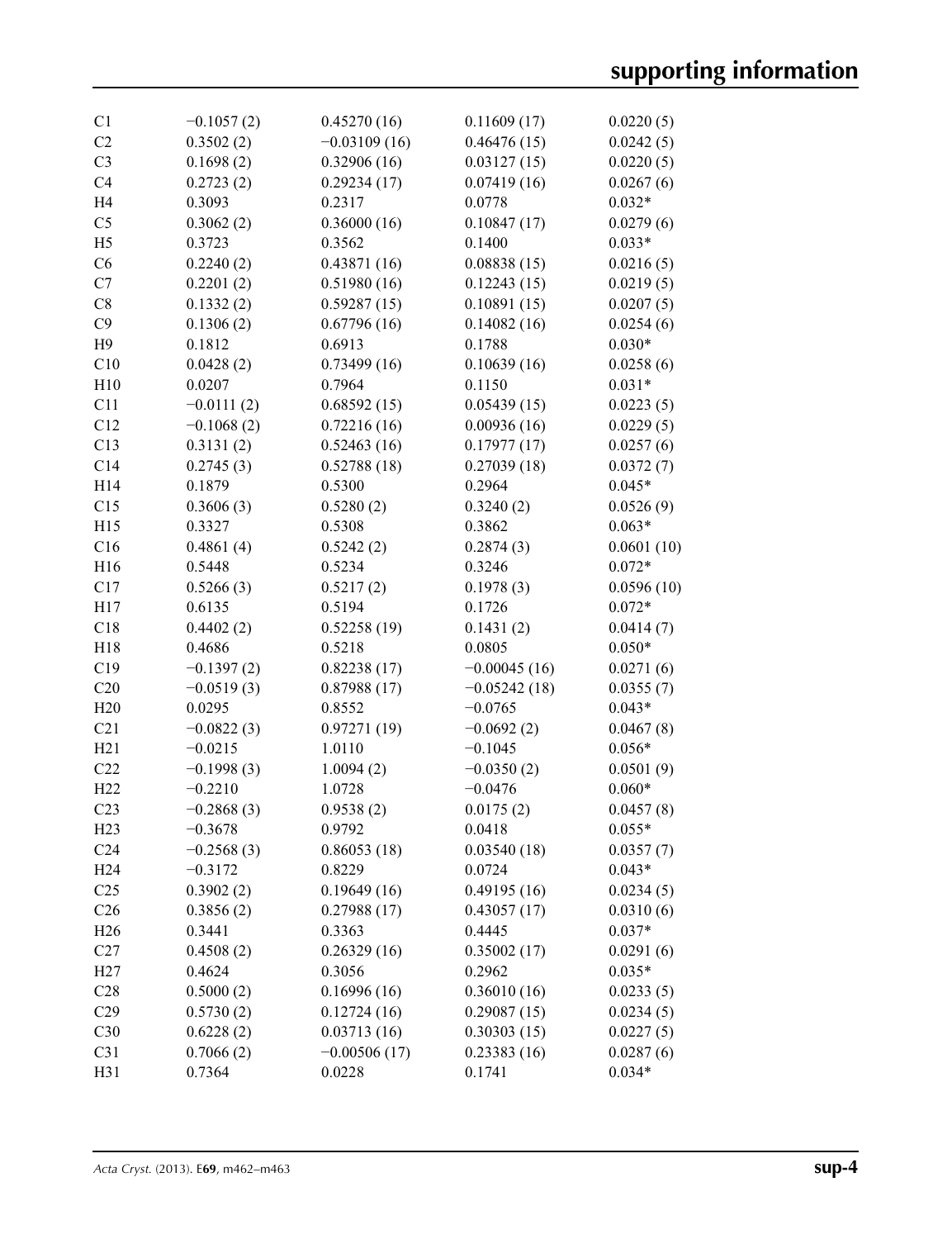| | | | | |
|---|---|---|---|---|
| C1 | −0.1057 (2) | 0.45270 (16) | 0.11609 (17) | 0.0220 (5) |
| C2 | 0.3502 (2) | −0.03109 (16) | 0.46476 (15) | 0.0242 (5) |
| C3 | 0.1698 (2) | 0.32906 (16) | 0.03127 (15) | 0.0220 (5) |
| C4 | 0.2723 (2) | 0.29234 (17) | 0.07419 (16) | 0.0267 (6) |
| H4 | 0.3093 | 0.2317 | 0.0778 | 0.032* |
| C5 | 0.3062 (2) | 0.36000 (16) | 0.10847 (17) | 0.0279 (6) |
| H5 | 0.3723 | 0.3562 | 0.1400 | 0.033* |
| C6 | 0.2240 (2) | 0.43871 (16) | 0.08838 (15) | 0.0216 (5) |
| C7 | 0.2201 (2) | 0.51980 (16) | 0.12243 (15) | 0.0219 (5) |
| C8 | 0.1332 (2) | 0.59287 (15) | 0.10891 (15) | 0.0207 (5) |
| C9 | 0.1306 (2) | 0.67796 (16) | 0.14082 (16) | 0.0254 (6) |
| H9 | 0.1812 | 0.6913 | 0.1788 | 0.030* |
| C10 | 0.0428 (2) | 0.73499 (16) | 0.10639 (16) | 0.0258 (6) |
| H10 | 0.0207 | 0.7964 | 0.1150 | 0.031* |
| C11 | −0.0111 (2) | 0.68592 (15) | 0.05439 (15) | 0.0223 (5) |
| C12 | −0.1068 (2) | 0.72216 (16) | 0.00936 (16) | 0.0229 (5) |
| C13 | 0.3131 (2) | 0.52463 (16) | 0.17977 (17) | 0.0257 (6) |
| C14 | 0.2745 (3) | 0.52788 (18) | 0.27039 (18) | 0.0372 (7) |
| H14 | 0.1879 | 0.5300 | 0.2964 | 0.045* |
| C15 | 0.3606 (3) | 0.5280 (2) | 0.3240 (2) | 0.0526 (9) |
| H15 | 0.3327 | 0.5308 | 0.3862 | 0.063* |
| C16 | 0.4861 (4) | 0.5242 (2) | 0.2874 (3) | 0.0601 (10) |
| H16 | 0.5448 | 0.5234 | 0.3246 | 0.072* |
| C17 | 0.5266 (3) | 0.5217 (2) | 0.1978 (3) | 0.0596 (10) |
| H17 | 0.6135 | 0.5194 | 0.1726 | 0.072* |
| C18 | 0.4402 (2) | 0.52258 (19) | 0.1431 (2) | 0.0414 (7) |
| H18 | 0.4686 | 0.5218 | 0.0805 | 0.050* |
| C19 | −0.1397 (2) | 0.82238 (17) | −0.00045 (16) | 0.0271 (6) |
| C20 | −0.0519 (3) | 0.87988 (17) | −0.05242 (18) | 0.0355 (7) |
| H20 | 0.0295 | 0.8552 | −0.0765 | 0.043* |
| C21 | −0.0822 (3) | 0.97271 (19) | −0.0692 (2) | 0.0467 (8) |
| H21 | −0.0215 | 1.0110 | −0.1045 | 0.056* |
| C22 | −0.1998 (3) | 1.0094 (2) | −0.0350 (2) | 0.0501 (9) |
| H22 | −0.2210 | 1.0728 | −0.0476 | 0.060* |
| C23 | −0.2868 (3) | 0.9538 (2) | 0.0175 (2) | 0.0457 (8) |
| H23 | −0.3678 | 0.9792 | 0.0418 | 0.055* |
| C24 | −0.2568 (3) | 0.86053 (18) | 0.03540 (18) | 0.0357 (7) |
| H24 | −0.3172 | 0.8229 | 0.0724 | 0.043* |
| C25 | 0.3902 (2) | 0.19649 (16) | 0.49195 (16) | 0.0234 (5) |
| C26 | 0.3856 (2) | 0.27988 (17) | 0.43057 (17) | 0.0310 (6) |
| H26 | 0.3441 | 0.3363 | 0.4445 | 0.037* |
| C27 | 0.4508 (2) | 0.26329 (16) | 0.35002 (17) | 0.0291 (6) |
| H27 | 0.4624 | 0.3056 | 0.2962 | 0.035* |
| C28 | 0.5000 (2) | 0.16996 (16) | 0.36010 (16) | 0.0233 (5) |
| C29 | 0.5730 (2) | 0.12724 (16) | 0.29087 (15) | 0.0234 (5) |
| C30 | 0.6228 (2) | 0.03713 (16) | 0.30303 (15) | 0.0227 (5) |
| C31 | 0.7066 (2) | −0.00506 (17) | 0.23383 (16) | 0.0287 (6) |
| H31 | 0.7364 | 0.0228 | 0.1741 | 0.034* |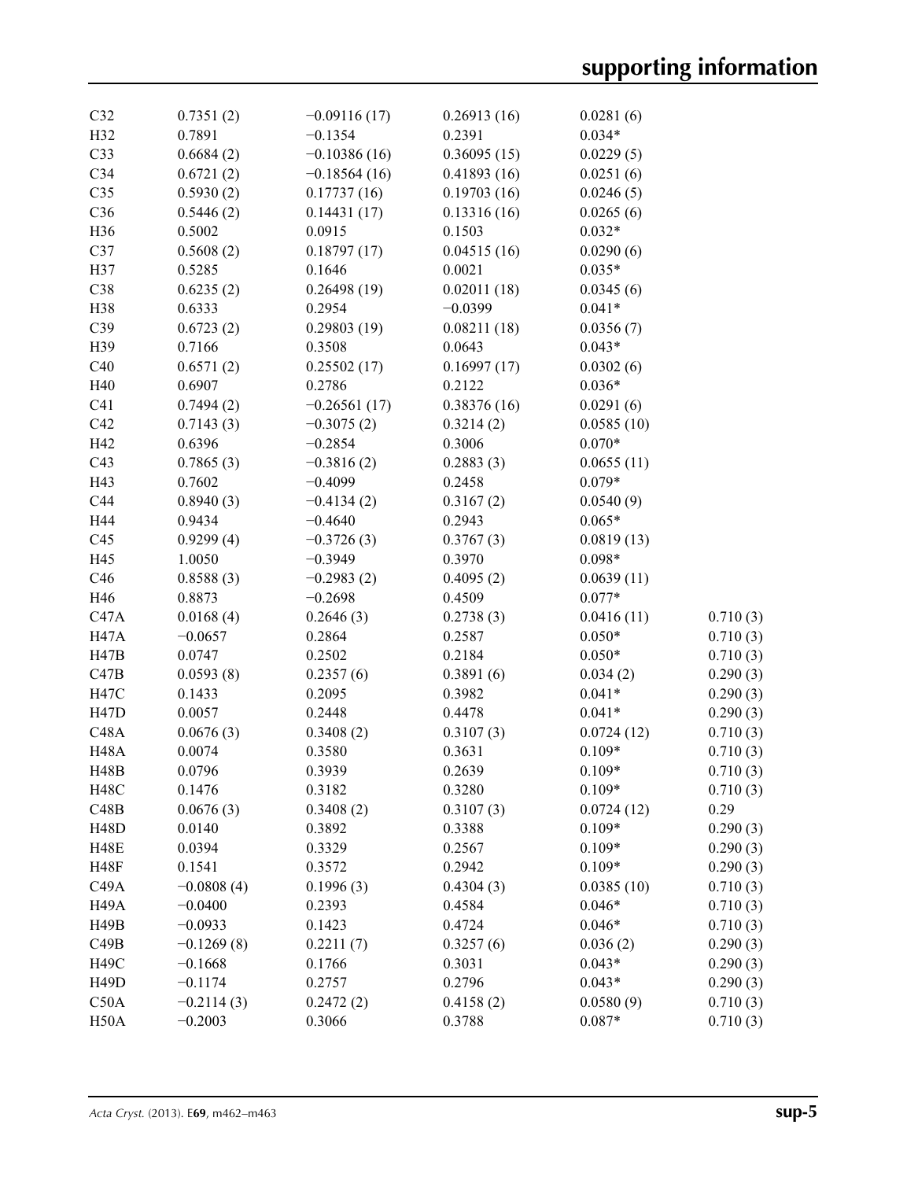| | | | | | |
|---|---|---|---|---|---|
| C32 | 0.7351 (2) | −0.09116 (17) | 0.26913 (16) | 0.0281 (6) | |
| H32 | 0.7891 | −0.1354 | 0.2391 | 0.034* | |
| C33 | 0.6684 (2) | −0.10386 (16) | 0.36095 (15) | 0.0229 (5) | |
| C34 | 0.6721 (2) | −0.18564 (16) | 0.41893 (16) | 0.0251 (6) | |
| C35 | 0.5930 (2) | 0.17737 (16) | 0.19703 (16) | 0.0246 (5) | |
| C36 | 0.5446 (2) | 0.14431 (17) | 0.13316 (16) | 0.0265 (6) | |
| H36 | 0.5002 | 0.0915 | 0.1503 | 0.032* | |
| C37 | 0.5608 (2) | 0.18797 (17) | 0.04515 (16) | 0.0290 (6) | |
| H37 | 0.5285 | 0.1646 | 0.0021 | 0.035* | |
| C38 | 0.6235 (2) | 0.26498 (19) | 0.02011 (18) | 0.0345 (6) | |
| H38 | 0.6333 | 0.2954 | −0.0399 | 0.041* | |
| C39 | 0.6723 (2) | 0.29803 (19) | 0.08211 (18) | 0.0356 (7) | |
| H39 | 0.7166 | 0.3508 | 0.0643 | 0.043* | |
| C40 | 0.6571 (2) | 0.25502 (17) | 0.16997 (17) | 0.0302 (6) | |
| H40 | 0.6907 | 0.2786 | 0.2122 | 0.036* | |
| C41 | 0.7494 (2) | −0.26561 (17) | 0.38376 (16) | 0.0291 (6) | |
| C42 | 0.7143 (3) | −0.3075 (2) | 0.3214 (2) | 0.0585 (10) | |
| H42 | 0.6396 | −0.2854 | 0.3006 | 0.070* | |
| C43 | 0.7865 (3) | −0.3816 (2) | 0.2883 (3) | 0.0655 (11) | |
| H43 | 0.7602 | −0.4099 | 0.2458 | 0.079* | |
| C44 | 0.8940 (3) | −0.4134 (2) | 0.3167 (2) | 0.0540 (9) | |
| H44 | 0.9434 | −0.4640 | 0.2943 | 0.065* | |
| C45 | 0.9299 (4) | −0.3726 (3) | 0.3767 (3) | 0.0819 (13) | |
| H45 | 1.0050 | −0.3949 | 0.3970 | 0.098* | |
| C46 | 0.8588 (3) | −0.2983 (2) | 0.4095 (2) | 0.0639 (11) | |
| H46 | 0.8873 | −0.2698 | 0.4509 | 0.077* | |
| C47A | 0.0168 (4) | 0.2646 (3) | 0.2738 (3) | 0.0416 (11) | 0.710 (3) |
| H47A | −0.0657 | 0.2864 | 0.2587 | 0.050* | 0.710 (3) |
| H47B | 0.0747 | 0.2502 | 0.2184 | 0.050* | 0.710 (3) |
| C47B | 0.0593 (8) | 0.2357 (6) | 0.3891 (6) | 0.034 (2) | 0.290 (3) |
| H47C | 0.1433 | 0.2095 | 0.3982 | 0.041* | 0.290 (3) |
| H47D | 0.0057 | 0.2448 | 0.4478 | 0.041* | 0.290 (3) |
| C48A | 0.0676 (3) | 0.3408 (2) | 0.3107 (3) | 0.0724 (12) | 0.710 (3) |
| H48A | 0.0074 | 0.3580 | 0.3631 | 0.109* | 0.710 (3) |
| H48B | 0.0796 | 0.3939 | 0.2639 | 0.109* | 0.710 (3) |
| H48C | 0.1476 | 0.3182 | 0.3280 | 0.109* | 0.710 (3) |
| C48B | 0.0676 (3) | 0.3408 (2) | 0.3107 (3) | 0.0724 (12) | 0.29 |
| H48D | 0.0140 | 0.3892 | 0.3388 | 0.109* | 0.290 (3) |
| H48E | 0.0394 | 0.3329 | 0.2567 | 0.109* | 0.290 (3) |
| H48F | 0.1541 | 0.3572 | 0.2942 | 0.109* | 0.290 (3) |
| C49A | −0.0808 (4) | 0.1996 (3) | 0.4304 (3) | 0.0385 (10) | 0.710 (3) |
| H49A | −0.0400 | 0.2393 | 0.4584 | 0.046* | 0.710 (3) |
| H49B | −0.0933 | 0.1423 | 0.4724 | 0.046* | 0.710 (3) |
| C49B | −0.1269 (8) | 0.2211 (7) | 0.3257 (6) | 0.036 (2) | 0.290 (3) |
| H49C | −0.1668 | 0.1766 | 0.3031 | 0.043* | 0.290 (3) |
| H49D | −0.1174 | 0.2757 | 0.2796 | 0.043* | 0.290 (3) |
| C50A | −0.2114 (3) | 0.2472 (2) | 0.4158 (2) | 0.0580 (9) | 0.710 (3) |
| H50A | −0.2003 | 0.3066 | 0.3788 | 0.087* | 0.710 (3) |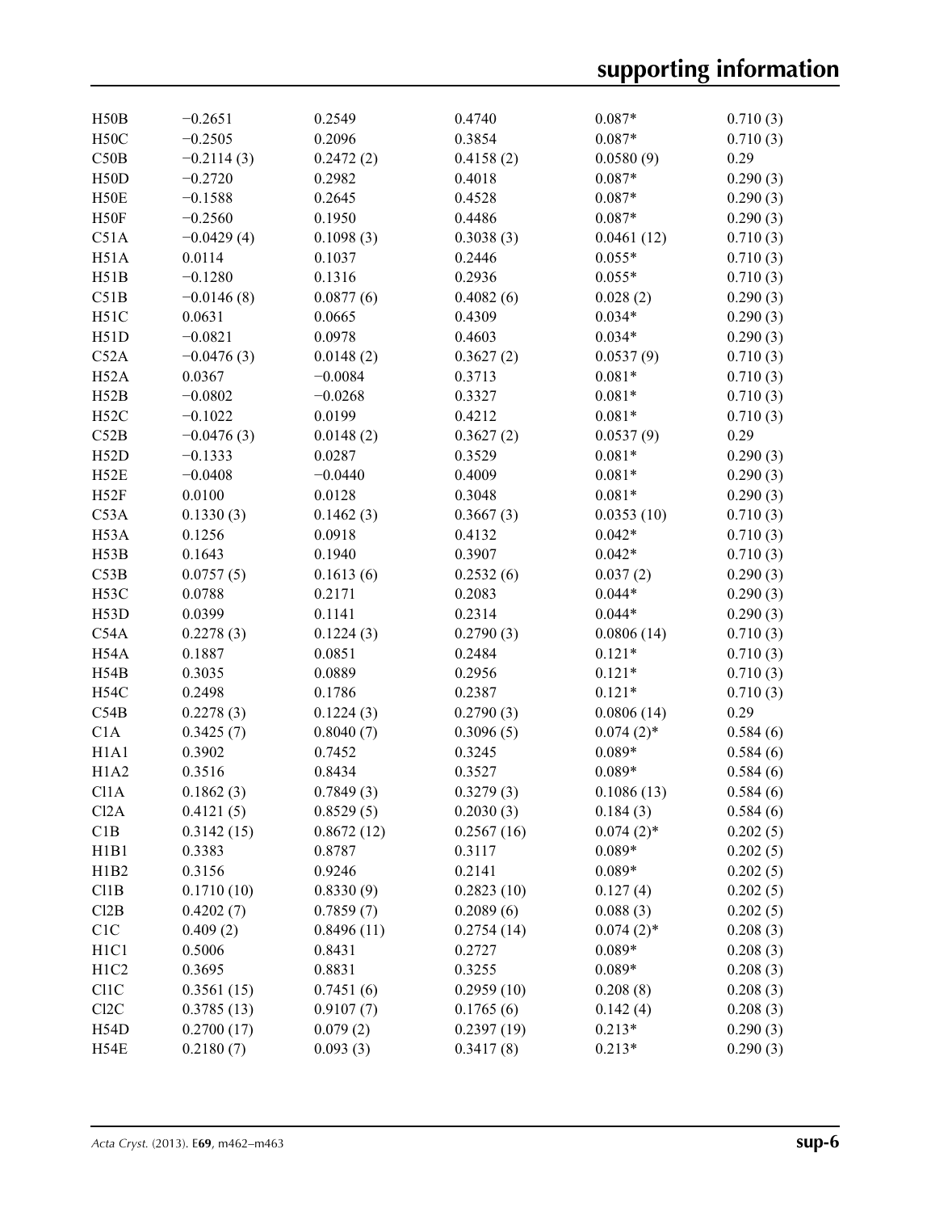| | | | | | |
|---|---|---|---|---|---|
| H50B | −0.2651 | 0.2549 | 0.4740 | 0.087* | 0.710 (3) |
| H50C | −0.2505 | 0.2096 | 0.3854 | 0.087* | 0.710 (3) |
| C50B | −0.2114 (3) | 0.2472 (2) | 0.4158 (2) | 0.0580 (9) | 0.29 |
| H50D | −0.2720 | 0.2982 | 0.4018 | 0.087* | 0.290 (3) |
| H50E | −0.1588 | 0.2645 | 0.4528 | 0.087* | 0.290 (3) |
| H50F | −0.2560 | 0.1950 | 0.4486 | 0.087* | 0.290 (3) |
| C51A | −0.0429 (4) | 0.1098 (3) | 0.3038 (3) | 0.0461 (12) | 0.710 (3) |
| H51A | 0.0114 | 0.1037 | 0.2446 | 0.055* | 0.710 (3) |
| H51B | −0.1280 | 0.1316 | 0.2936 | 0.055* | 0.710 (3) |
| C51B | −0.0146 (8) | 0.0877 (6) | 0.4082 (6) | 0.028 (2) | 0.290 (3) |
| H51C | 0.0631 | 0.0665 | 0.4309 | 0.034* | 0.290 (3) |
| H51D | −0.0821 | 0.0978 | 0.4603 | 0.034* | 0.290 (3) |
| C52A | −0.0476 (3) | 0.0148 (2) | 0.3627 (2) | 0.0537 (9) | 0.710 (3) |
| H52A | 0.0367 | −0.0084 | 0.3713 | 0.081* | 0.710 (3) |
| H52B | −0.0802 | −0.0268 | 0.3327 | 0.081* | 0.710 (3) |
| H52C | −0.1022 | 0.0199 | 0.4212 | 0.081* | 0.710 (3) |
| C52B | −0.0476 (3) | 0.0148 (2) | 0.3627 (2) | 0.0537 (9) | 0.29 |
| H52D | −0.1333 | 0.0287 | 0.3529 | 0.081* | 0.290 (3) |
| H52E | −0.0408 | −0.0440 | 0.4009 | 0.081* | 0.290 (3) |
| H52F | 0.0100 | 0.0128 | 0.3048 | 0.081* | 0.290 (3) |
| C53A | 0.1330 (3) | 0.1462 (3) | 0.3667 (3) | 0.0353 (10) | 0.710 (3) |
| H53A | 0.1256 | 0.0918 | 0.4132 | 0.042* | 0.710 (3) |
| H53B | 0.1643 | 0.1940 | 0.3907 | 0.042* | 0.710 (3) |
| C53B | 0.0757 (5) | 0.1613 (6) | 0.2532 (6) | 0.037 (2) | 0.290 (3) |
| H53C | 0.0788 | 0.2171 | 0.2083 | 0.044* | 0.290 (3) |
| H53D | 0.0399 | 0.1141 | 0.2314 | 0.044* | 0.290 (3) |
| C54A | 0.2278 (3) | 0.1224 (3) | 0.2790 (3) | 0.0806 (14) | 0.710 (3) |
| H54A | 0.1887 | 0.0851 | 0.2484 | 0.121* | 0.710 (3) |
| H54B | 0.3035 | 0.0889 | 0.2956 | 0.121* | 0.710 (3) |
| H54C | 0.2498 | 0.1786 | 0.2387 | 0.121* | 0.710 (3) |
| C54B | 0.2278 (3) | 0.1224 (3) | 0.2790 (3) | 0.0806 (14) | 0.29 |
| C1A | 0.3425 (7) | 0.8040 (7) | 0.3096 (5) | 0.074 (2)* | 0.584 (6) |
| H1A1 | 0.3902 | 0.7452 | 0.3245 | 0.089* | 0.584 (6) |
| H1A2 | 0.3516 | 0.8434 | 0.3527 | 0.089* | 0.584 (6) |
| Cl1A | 0.1862 (3) | 0.7849 (3) | 0.3279 (3) | 0.1086 (13) | 0.584 (6) |
| Cl2A | 0.4121 (5) | 0.8529 (5) | 0.2030 (3) | 0.184 (3) | 0.584 (6) |
| C1B | 0.3142 (15) | 0.8672 (12) | 0.2567 (16) | 0.074 (2)* | 0.202 (5) |
| H1B1 | 0.3383 | 0.8787 | 0.3117 | 0.089* | 0.202 (5) |
| H1B2 | 0.3156 | 0.9246 | 0.2141 | 0.089* | 0.202 (5) |
| Cl1B | 0.1710 (10) | 0.8330 (9) | 0.2823 (10) | 0.127 (4) | 0.202 (5) |
| Cl2B | 0.4202 (7) | 0.7859 (7) | 0.2089 (6) | 0.088 (3) | 0.202 (5) |
| C1C | 0.409 (2) | 0.8496 (11) | 0.2754 (14) | 0.074 (2)* | 0.208 (3) |
| H1C1 | 0.5006 | 0.8431 | 0.2727 | 0.089* | 0.208 (3) |
| H1C2 | 0.3695 | 0.8831 | 0.3255 | 0.089* | 0.208 (3) |
| Cl1C | 0.3561 (15) | 0.7451 (6) | 0.2959 (10) | 0.208 (8) | 0.208 (3) |
| Cl2C | 0.3785 (13) | 0.9107 (7) | 0.1765 (6) | 0.142 (4) | 0.208 (3) |
| H54D | 0.2700 (17) | 0.079 (2) | 0.2397 (19) | 0.213* | 0.290 (3) |
| H54E | 0.2180 (7) | 0.093 (3) | 0.3417 (8) | 0.213* | 0.290 (3) |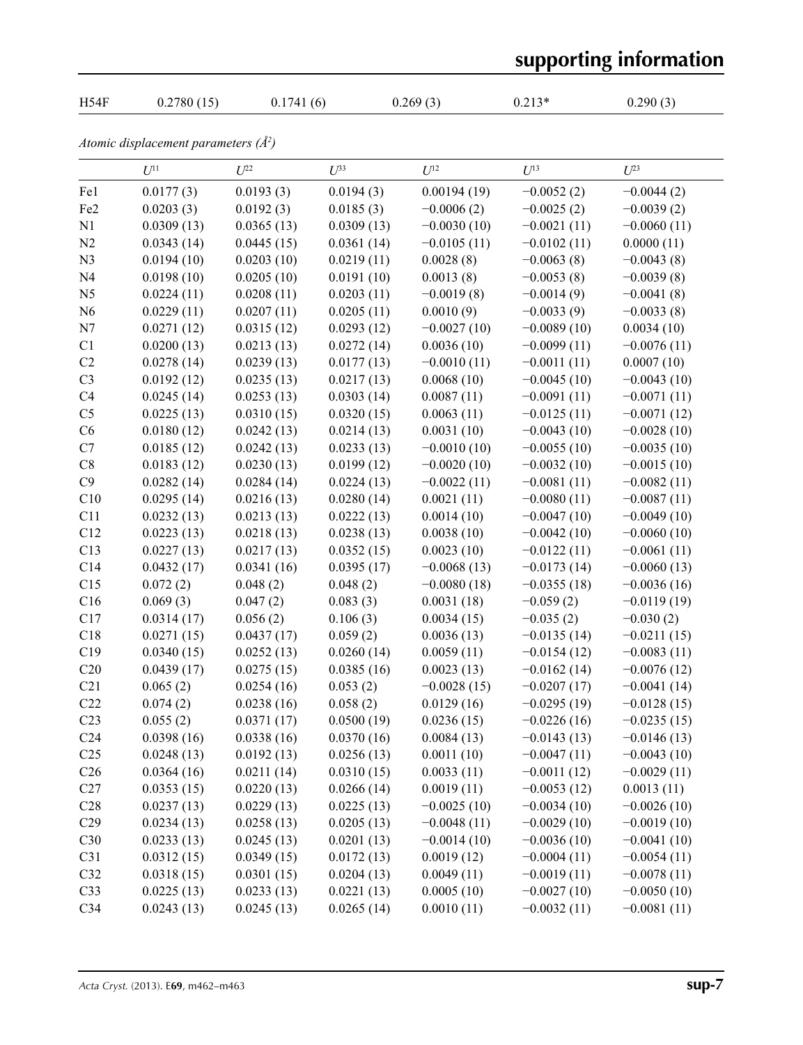| H54F | 0.2780 (15) | 0.1741 (6) | 0.269 (3) | 0.213* | 0.290 (3) |
|---|---|---|---|---|---|

*Atomic displacement parameters (Å²)*

| | $U^{11}$ | $U^{22}$ | $U^{33}$ | $U^{12}$ | $U^{13}$ | $U^{23}$ |
|---|---|---|---|---|---|---|
| Fe1 | 0.0177 (3) | 0.0193 (3) | 0.0194 (3) | 0.00194 (19) | −0.0052 (2) | −0.0044 (2) |
| Fe2 | 0.0203 (3) | 0.0192 (3) | 0.0185 (3) | −0.0006 (2) | −0.0025 (2) | −0.0039 (2) |
| N1 | 0.0309 (13) | 0.0365 (13) | 0.0309 (13) | −0.0030 (10) | −0.0021 (11) | −0.0060 (11) |
| N2 | 0.0343 (14) | 0.0445 (15) | 0.0361 (14) | −0.0105 (11) | −0.0102 (11) | 0.0000 (11) |
| N3 | 0.0194 (10) | 0.0203 (10) | 0.0219 (11) | 0.0028 (8) | −0.0063 (8) | −0.0043 (8) |
| N4 | 0.0198 (10) | 0.0205 (10) | 0.0191 (10) | 0.0013 (8) | −0.0053 (8) | −0.0039 (8) |
| N5 | 0.0224 (11) | 0.0208 (11) | 0.0203 (11) | −0.0019 (8) | −0.0014 (9) | −0.0041 (8) |
| N6 | 0.0229 (11) | 0.0207 (11) | 0.0205 (11) | 0.0010 (9) | −0.0033 (9) | −0.0033 (8) |
| N7 | 0.0271 (12) | 0.0315 (12) | 0.0293 (12) | −0.0027 (10) | −0.0089 (10) | 0.0034 (10) |
| C1 | 0.0200 (13) | 0.0213 (13) | 0.0272 (14) | 0.0036 (10) | −0.0099 (11) | −0.0076 (11) |
| C2 | 0.0278 (14) | 0.0239 (13) | 0.0177 (13) | −0.0010 (11) | −0.0011 (11) | 0.0007 (10) |
| C3 | 0.0192 (12) | 0.0235 (13) | 0.0217 (13) | 0.0068 (10) | −0.0045 (10) | −0.0043 (10) |
| C4 | 0.0245 (14) | 0.0253 (13) | 0.0303 (14) | 0.0087 (11) | −0.0091 (11) | −0.0071 (11) |
| C5 | 0.0225 (13) | 0.0310 (15) | 0.0320 (15) | 0.0063 (11) | −0.0125 (11) | −0.0071 (12) |
| C6 | 0.0180 (12) | 0.0242 (13) | 0.0214 (13) | 0.0031 (10) | −0.0043 (10) | −0.0028 (10) |
| C7 | 0.0185 (12) | 0.0242 (13) | 0.0233 (13) | −0.0010 (10) | −0.0055 (10) | −0.0035 (10) |
| C8 | 0.0183 (12) | 0.0230 (13) | 0.0199 (12) | −0.0020 (10) | −0.0032 (10) | −0.0015 (10) |
| C9 | 0.0282 (14) | 0.0284 (14) | 0.0224 (13) | −0.0022 (11) | −0.0081 (11) | −0.0082 (11) |
| C10 | 0.0295 (14) | 0.0216 (13) | 0.0280 (14) | 0.0021 (11) | −0.0080 (11) | −0.0087 (11) |
| C11 | 0.0232 (13) | 0.0213 (13) | 0.0222 (13) | 0.0014 (10) | −0.0047 (10) | −0.0049 (10) |
| C12 | 0.0223 (13) | 0.0218 (13) | 0.0238 (13) | 0.0038 (10) | −0.0042 (10) | −0.0060 (10) |
| C13 | 0.0227 (13) | 0.0217 (13) | 0.0352 (15) | 0.0023 (10) | −0.0122 (11) | −0.0061 (11) |
| C14 | 0.0432 (17) | 0.0341 (16) | 0.0395 (17) | −0.0068 (13) | −0.0173 (14) | −0.0060 (13) |
| C15 | 0.072 (2) | 0.048 (2) | 0.048 (2) | −0.0080 (18) | −0.0355 (18) | −0.0036 (16) |
| C16 | 0.069 (3) | 0.047 (2) | 0.083 (3) | 0.0031 (18) | −0.059 (2) | −0.0119 (19) |
| C17 | 0.0314 (17) | 0.056 (2) | 0.106 (3) | 0.0034 (15) | −0.035 (2) | −0.030 (2) |
| C18 | 0.0271 (15) | 0.0437 (17) | 0.059 (2) | 0.0036 (13) | −0.0135 (14) | −0.0211 (15) |
| C19 | 0.0340 (15) | 0.0252 (13) | 0.0260 (14) | 0.0059 (11) | −0.0154 (12) | −0.0083 (11) |
| C20 | 0.0439 (17) | 0.0275 (15) | 0.0385 (16) | 0.0023 (13) | −0.0162 (14) | −0.0076 (12) |
| C21 | 0.065 (2) | 0.0254 (16) | 0.053 (2) | −0.0028 (15) | −0.0207 (17) | −0.0041 (14) |
| C22 | 0.074 (2) | 0.0238 (16) | 0.058 (2) | 0.0129 (16) | −0.0295 (19) | −0.0128 (15) |
| C23 | 0.055 (2) | 0.0371 (17) | 0.0500 (19) | 0.0236 (15) | −0.0226 (16) | −0.0235 (15) |
| C24 | 0.0398 (16) | 0.0338 (16) | 0.0370 (16) | 0.0084 (13) | −0.0143 (13) | −0.0146 (13) |
| C25 | 0.0248 (13) | 0.0192 (13) | 0.0256 (13) | 0.0011 (10) | −0.0047 (11) | −0.0043 (10) |
| C26 | 0.0364 (16) | 0.0211 (14) | 0.0310 (15) | 0.0033 (11) | −0.0011 (12) | −0.0029 (11) |
| C27 | 0.0353 (15) | 0.0220 (13) | 0.0266 (14) | 0.0019 (11) | −0.0053 (12) | 0.0013 (11) |
| C28 | 0.0237 (13) | 0.0229 (13) | 0.0225 (13) | −0.0025 (10) | −0.0034 (10) | −0.0026 (10) |
| C29 | 0.0234 (13) | 0.0258 (13) | 0.0205 (13) | −0.0048 (11) | −0.0029 (10) | −0.0019 (10) |
| C30 | 0.0233 (13) | 0.0245 (13) | 0.0201 (13) | −0.0014 (10) | −0.0036 (10) | −0.0041 (10) |
| C31 | 0.0312 (15) | 0.0349 (15) | 0.0172 (13) | 0.0019 (12) | −0.0004 (11) | −0.0054 (11) |
| C32 | 0.0318 (15) | 0.0301 (15) | 0.0204 (13) | 0.0049 (11) | −0.0019 (11) | −0.0078 (11) |
| C33 | 0.0225 (13) | 0.0233 (13) | 0.0221 (13) | 0.0005 (10) | −0.0027 (10) | −0.0050 (10) |
| C34 | 0.0243 (13) | 0.0245 (13) | 0.0265 (14) | 0.0010 (11) | −0.0032 (11) | −0.0081 (11) |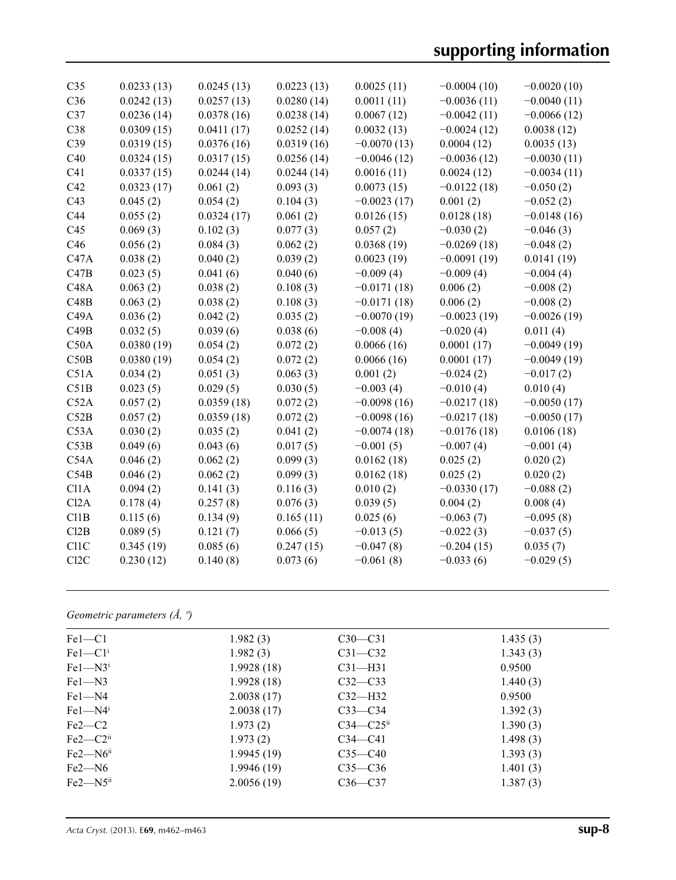| | | | | | |
|---|---|---|---|---|---|
| C35 | 0.0233 (13) | 0.0245 (13) | 0.0223 (13) | 0.0025 (11) | −0.0004 (10) | −0.0020 (10) |
| C36 | 0.0242 (13) | 0.0257 (13) | 0.0280 (14) | 0.0011 (11) | −0.0036 (11) | −0.0040 (11) |
| C37 | 0.0236 (14) | 0.0378 (16) | 0.0238 (14) | 0.0067 (12) | −0.0042 (11) | −0.0066 (12) |
| C38 | 0.0309 (15) | 0.0411 (17) | 0.0252 (14) | 0.0032 (13) | −0.0024 (12) | 0.0038 (12) |
| C39 | 0.0319 (15) | 0.0376 (16) | 0.0319 (16) | −0.0070 (13) | 0.0004 (12) | 0.0035 (13) |
| C40 | 0.0324 (15) | 0.0317 (15) | 0.0256 (14) | −0.0046 (12) | −0.0036 (12) | −0.0030 (11) |
| C41 | 0.0337 (15) | 0.0244 (14) | 0.0244 (14) | 0.0016 (11) | 0.0024 (12) | −0.0034 (11) |
| C42 | 0.0323 (17) | 0.061 (2) | 0.093 (3) | 0.0073 (15) | −0.0122 (18) | −0.050 (2) |
| C43 | 0.045 (2) | 0.054 (2) | 0.104 (3) | −0.0023 (17) | 0.001 (2) | −0.052 (2) |
| C44 | 0.055 (2) | 0.0324 (17) | 0.061 (2) | 0.0126 (15) | 0.0128 (18) | −0.0148 (16) |
| C45 | 0.069 (3) | 0.102 (3) | 0.077 (3) | 0.057 (2) | −0.030 (2) | −0.046 (3) |
| C46 | 0.056 (2) | 0.084 (3) | 0.062 (2) | 0.0368 (19) | −0.0269 (18) | −0.048 (2) |
| C47A | 0.038 (2) | 0.040 (2) | 0.039 (2) | 0.0023 (19) | −0.0091 (19) | 0.0141 (19) |
| C47B | 0.023 (5) | 0.041 (6) | 0.040 (6) | −0.009 (4) | −0.009 (4) | −0.004 (4) |
| C48A | 0.063 (2) | 0.038 (2) | 0.108 (3) | −0.0171 (18) | 0.006 (2) | −0.008 (2) |
| C48B | 0.063 (2) | 0.038 (2) | 0.108 (3) | −0.0171 (18) | 0.006 (2) | −0.008 (2) |
| C49A | 0.036 (2) | 0.042 (2) | 0.035 (2) | −0.0070 (19) | −0.0023 (19) | −0.0026 (19) |
| C49B | 0.032 (5) | 0.039 (6) | 0.038 (6) | −0.008 (4) | −0.020 (4) | 0.011 (4) |
| C50A | 0.0380 (19) | 0.054 (2) | 0.072 (2) | 0.0066 (16) | 0.0001 (17) | −0.0049 (19) |
| C50B | 0.0380 (19) | 0.054 (2) | 0.072 (2) | 0.0066 (16) | 0.0001 (17) | −0.0049 (19) |
| C51A | 0.034 (2) | 0.051 (3) | 0.063 (3) | 0.001 (2) | −0.024 (2) | −0.017 (2) |
| C51B | 0.023 (5) | 0.029 (5) | 0.030 (5) | −0.003 (4) | −0.010 (4) | 0.010 (4) |
| C52A | 0.057 (2) | 0.0359 (18) | 0.072 (2) | −0.0098 (16) | −0.0217 (18) | −0.0050 (17) |
| C52B | 0.057 (2) | 0.0359 (18) | 0.072 (2) | −0.0098 (16) | −0.0217 (18) | −0.0050 (17) |
| C53A | 0.030 (2) | 0.035 (2) | 0.041 (2) | −0.0074 (18) | −0.0176 (18) | 0.0106 (18) |
| C53B | 0.049 (6) | 0.043 (6) | 0.017 (5) | −0.001 (5) | −0.007 (4) | −0.001 (4) |
| C54A | 0.046 (2) | 0.062 (2) | 0.099 (3) | 0.0162 (18) | 0.025 (2) | 0.020 (2) |
| C54B | 0.046 (2) | 0.062 (2) | 0.099 (3) | 0.0162 (18) | 0.025 (2) | 0.020 (2) |
| Cl1A | 0.094 (2) | 0.141 (3) | 0.116 (3) | 0.010 (2) | −0.0330 (17) | −0.088 (2) |
| Cl2A | 0.178 (4) | 0.257 (8) | 0.076 (3) | 0.039 (5) | 0.004 (2) | 0.008 (4) |
| Cl1B | 0.115 (6) | 0.134 (9) | 0.165 (11) | 0.025 (6) | −0.063 (7) | −0.095 (8) |
| Cl2B | 0.089 (5) | 0.121 (7) | 0.066 (5) | −0.013 (5) | −0.022 (3) | −0.037 (5) |
| Cl1C | 0.345 (19) | 0.085 (6) | 0.247 (15) | −0.047 (8) | −0.204 (15) | 0.035 (7) |
| Cl2C | 0.230 (12) | 0.140 (8) | 0.073 (6) | −0.061 (8) | −0.033 (6) | −0.029 (5) |

*Geometric parameters (Å, º)*

| | | | |
|---|---|---|---|
| Fe1—C1 | 1.982 (3) | C30—C31 | 1.435 (3) |
| Fe1—C1$^{i}$ | 1.982 (3) | C31—C32 | 1.343 (3) |
| Fe1—N3$^{i}$ | 1.9928 (18) | C31—H31 | 0.9500 |
| Fe1—N3 | 1.9928 (18) | C32—C33 | 1.440 (3) |
| Fe1—N4 | 2.0038 (17) | C32—H32 | 0.9500 |
| Fe1—N4$^{i}$ | 2.0038 (17) | C33—C34 | 1.392 (3) |
| Fe2—C2 | 1.973 (2) | C34—C25$^{ii}$ | 1.390 (3) |
| Fe2—C2$^{ii}$ | 1.973 (2) | C34—C41 | 1.498 (3) |
| Fe2—N6$^{ii}$ | 1.9945 (19) | C35—C40 | 1.393 (3) |
| Fe2—N6 | 1.9946 (19) | C35—C36 | 1.401 (3) |
| Fe2—N5$^{ii}$ | 2.0056 (19) | C36—C37 | 1.387 (3) |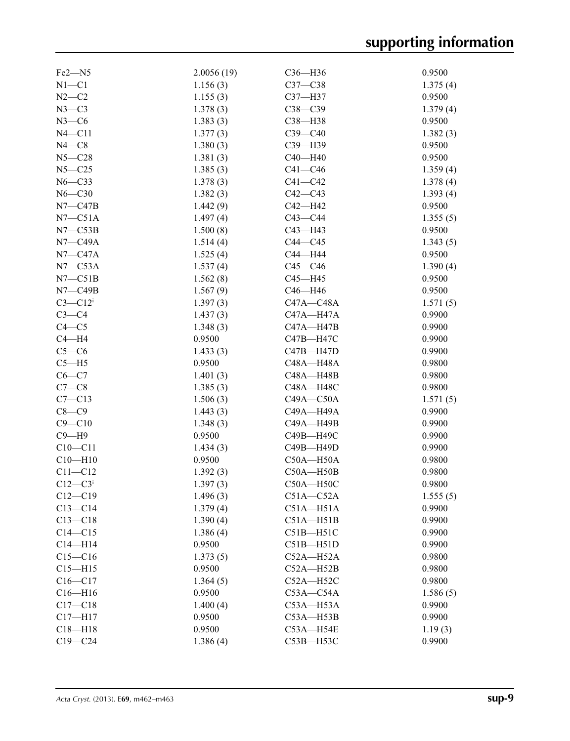| | | | |
|---|---|---|---|
| Fe2—N5 | 2.0056 (19) | C36—H36 | 0.9500 |
| N1—C1 | 1.156 (3) | C37—C38 | 1.375 (4) |
| N2—C2 | 1.155 (3) | C37—H37 | 0.9500 |
| N3—C3 | 1.378 (3) | C38—C39 | 1.379 (4) |
| N3—C6 | 1.383 (3) | C38—H38 | 0.9500 |
| N4—C11 | 1.377 (3) | C39—C40 | 1.382 (3) |
| N4—C8 | 1.380 (3) | C39—H39 | 0.9500 |
| N5—C28 | 1.381 (3) | C40—H40 | 0.9500 |
| N5—C25 | 1.385 (3) | C41—C46 | 1.359 (4) |
| N6—C33 | 1.378 (3) | C41—C42 | 1.378 (4) |
| N6—C30 | 1.382 (3) | C42—C43 | 1.393 (4) |
| N7—C47B | 1.442 (9) | C42—H42 | 0.9500 |
| N7—C51A | 1.497 (4) | C43—C44 | 1.355 (5) |
| N7—C53B | 1.500 (8) | C43—H43 | 0.9500 |
| N7—C49A | 1.514 (4) | C44—C45 | 1.343 (5) |
| N7—C47A | 1.525 (4) | C44—H44 | 0.9500 |
| N7—C53A | 1.537 (4) | C45—C46 | 1.390 (4) |
| N7—C51B | 1.562 (8) | C45—H45 | 0.9500 |
| N7—C49B | 1.567 (9) | C46—H46 | 0.9500 |
| C3—C12$^{i}$ | 1.397 (3) | C47A—C48A | 1.571 (5) |
| C3—C4 | 1.437 (3) | C47A—H47A | 0.9900 |
| C4—C5 | 1.348 (3) | C47A—H47B | 0.9900 |
| C4—H4 | 0.9500 | C47B—H47C | 0.9900 |
| C5—C6 | 1.433 (3) | C47B—H47D | 0.9900 |
| C5—H5 | 0.9500 | C48A—H48A | 0.9800 |
| C6—C7 | 1.401 (3) | C48A—H48B | 0.9800 |
| C7—C8 | 1.385 (3) | C48A—H48C | 0.9800 |
| C7—C13 | 1.506 (3) | C49A—C50A | 1.571 (5) |
| C8—C9 | 1.443 (3) | C49A—H49A | 0.9900 |
| C9—C10 | 1.348 (3) | C49A—H49B | 0.9900 |
| C9—H9 | 0.9500 | C49B—H49C | 0.9900 |
| C10—C11 | 1.434 (3) | C49B—H49D | 0.9900 |
| C10—H10 | 0.9500 | C50A—H50A | 0.9800 |
| C11—C12 | 1.392 (3) | C50A—H50B | 0.9800 |
| C12—C3$^{i}$ | 1.397 (3) | C50A—H50C | 0.9800 |
| C12—C19 | 1.496 (3) | C51A—C52A | 1.555 (5) |
| C13—C14 | 1.379 (4) | C51A—H51A | 0.9900 |
| C13—C18 | 1.390 (4) | C51A—H51B | 0.9900 |
| C14—C15 | 1.386 (4) | C51B—H51C | 0.9900 |
| C14—H14 | 0.9500 | C51B—H51D | 0.9900 |
| C15—C16 | 1.373 (5) | C52A—H52A | 0.9800 |
| C15—H15 | 0.9500 | C52A—H52B | 0.9800 |
| C16—C17 | 1.364 (5) | C52A—H52C | 0.9800 |
| C16—H16 | 0.9500 | C53A—C54A | 1.586 (5) |
| C17—C18 | 1.400 (4) | C53A—H53A | 0.9900 |
| C17—H17 | 0.9500 | C53A—H53B | 0.9900 |
| C18—H18 | 0.9500 | C53A—H54E | 1.19 (3) |
| C19—C24 | 1.386 (4) | C53B—H53C | 0.9900 |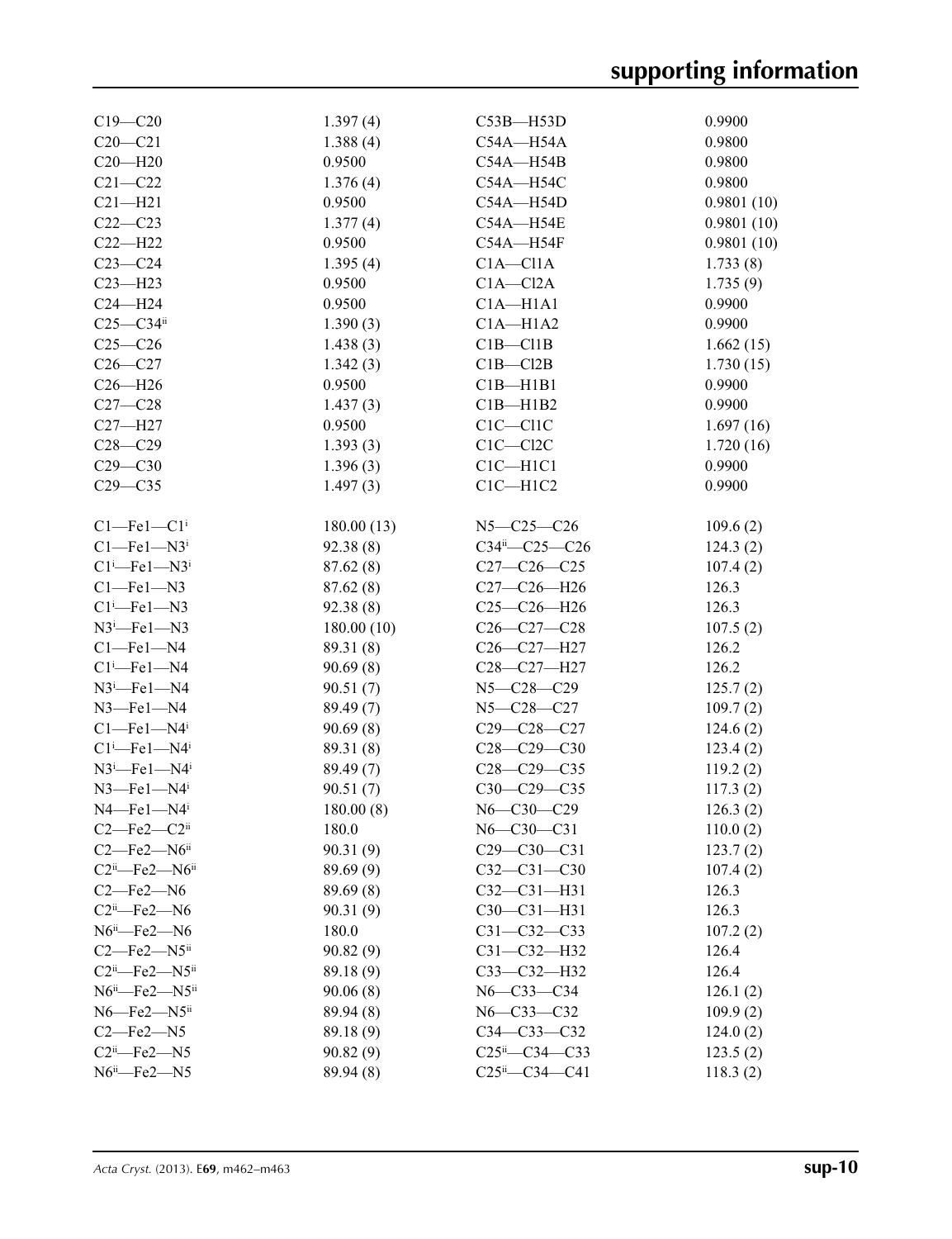| | | | |
|---|---|---|---|
| C19—C20 | 1.397 (4) | C53B—H53D | 0.9900 |
| C20—C21 | 1.388 (4) | C54A—H54A | 0.9800 |
| C20—H20 | 0.9500 | C54A—H54B | 0.9800 |
| C21—C22 | 1.376 (4) | C54A—H54C | 0.9800 |
| C21—H21 | 0.9500 | C54A—H54D | 0.9801 (10) |
| C22—C23 | 1.377 (4) | C54A—H54E | 0.9801 (10) |
| C22—H22 | 0.9500 | C54A—H54F | 0.9801 (10) |
| C23—C24 | 1.395 (4) | C1A—Cl1A | 1.733 (8) |
| C23—H23 | 0.9500 | C1A—Cl2A | 1.735 (9) |
| C24—H24 | 0.9500 | C1A—H1A1 | 0.9900 |
| C25—C34$^{ii}$ | 1.390 (3) | C1A—H1A2 | 0.9900 |
| C25—C26 | 1.438 (3) | C1B—Cl1B | 1.662 (15) |
| C26—C27 | 1.342 (3) | C1B—Cl2B | 1.730 (15) |
| C26—H26 | 0.9500 | C1B—H1B1 | 0.9900 |
| C27—C28 | 1.437 (3) | C1B—H1B2 | 0.9900 |
| C27—H27 | 0.9500 | C1C—Cl1C | 1.697 (16) |
| C28—C29 | 1.393 (3) | C1C—Cl2C | 1.720 (16) |
| C29—C30 | 1.396 (3) | C1C—H1C1 | 0.9900 |
| C29—C35 | 1.497 (3) | C1C—H1C2 | 0.9900 |
| | | | |
| C1—Fe1—C1$^{i}$ | 180.00 (13) | N5—C25—C26 | 109.6 (2) |
| C1—Fe1—N3$^{i}$ | 92.38 (8) | C34$^{ii}$—C25—C26 | 124.3 (2) |
| C1$^{i}$—Fe1—N3$^{i}$ | 87.62 (8) | C27—C26—C25 | 107.4 (2) |
| C1—Fe1—N3 | 87.62 (8) | C27—C26—H26 | 126.3 |
| C1$^{i}$—Fe1—N3 | 92.38 (8) | C25—C26—H26 | 126.3 |
| N3$^{i}$—Fe1—N3 | 180.00 (10) | C26—C27—C28 | 107.5 (2) |
| C1—Fe1—N4 | 89.31 (8) | C26—C27—H27 | 126.2 |
| C1$^{i}$—Fe1—N4 | 90.69 (8) | C28—C27—H27 | 126.2 |
| N3$^{i}$—Fe1—N4 | 90.51 (7) | N5—C28—C29 | 125.7 (2) |
| N3—Fe1—N4 | 89.49 (7) | N5—C28—C27 | 109.7 (2) |
| C1—Fe1—N4$^{i}$ | 90.69 (8) | C29—C28—C27 | 124.6 (2) |
| C1$^{i}$—Fe1—N4$^{i}$ | 89.31 (8) | C28—C29—C30 | 123.4 (2) |
| N3$^{i}$—Fe1—N4$^{i}$ | 89.49 (7) | C28—C29—C35 | 119.2 (2) |
| N3—Fe1—N4$^{i}$ | 90.51 (7) | C30—C29—C35 | 117.3 (2) |
| N4—Fe1—N4$^{i}$ | 180.00 (8) | N6—C30—C29 | 126.3 (2) |
| C2—Fe2—C2$^{ii}$ | 180.0 | N6—C30—C31 | 110.0 (2) |
| C2—Fe2—N6$^{ii}$ | 90.31 (9) | C29—C30—C31 | 123.7 (2) |
| C2$^{ii}$—Fe2—N6$^{ii}$ | 89.69 (9) | C32—C31—C30 | 107.4 (2) |
| C2—Fe2—N6 | 89.69 (8) | C32—C31—H31 | 126.3 |
| C2$^{ii}$—Fe2—N6 | 90.31 (9) | C30—C31—H31 | 126.3 |
| N6$^{ii}$—Fe2—N6 | 180.0 | C31—C32—C33 | 107.2 (2) |
| C2—Fe2—N5$^{ii}$ | 90.82 (9) | C31—C32—H32 | 126.4 |
| C2$^{ii}$—Fe2—N5$^{ii}$ | 89.18 (9) | C33—C32—H32 | 126.4 |
| N6$^{ii}$—Fe2—N5$^{ii}$ | 90.06 (8) | N6—C33—C34 | 126.1 (2) |
| N6—Fe2—N5$^{ii}$ | 89.94 (8) | N6—C33—C32 | 109.9 (2) |
| C2—Fe2—N5 | 89.18 (9) | C34—C33—C32 | 124.0 (2) |
| C2$^{ii}$—Fe2—N5 | 90.82 (9) | C25$^{ii}$—C34—C33 | 123.5 (2) |
| N6$^{ii}$—Fe2—N5 | 89.94 (8) | C25$^{ii}$—C34—C41 | 118.3 (2) |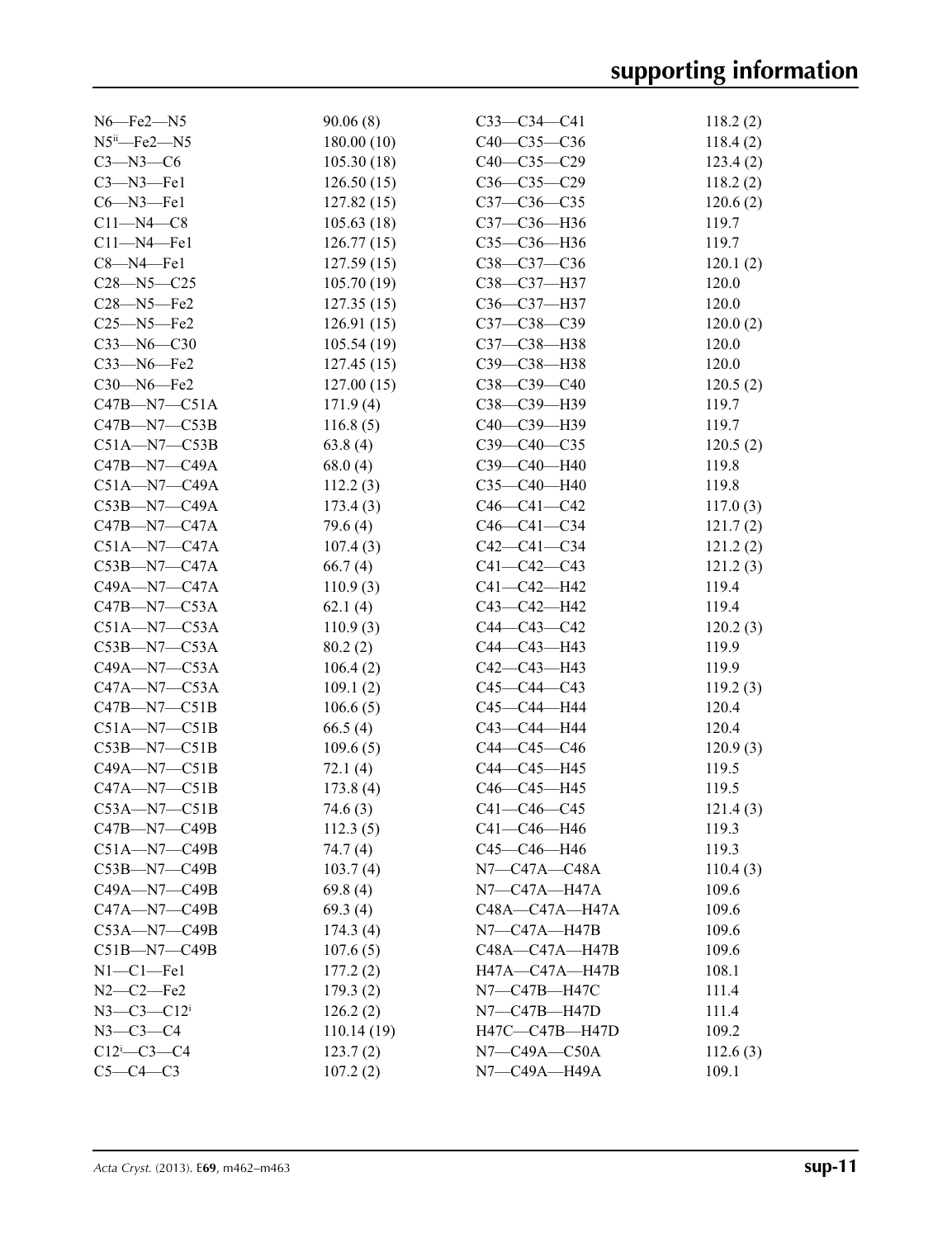| | | | |
|---|---|---|---|
| N6—Fe2—N5 | 90.06 (8) | C33—C34—C41 | 118.2 (2) |
| N5[ii]—Fe2—N5 | 180.00 (10) | C40—C35—C36 | 118.4 (2) |
| C3—N3—C6 | 105.30 (18) | C40—C35—C29 | 123.4 (2) |
| C3—N3—Fe1 | 126.50 (15) | C36—C35—C29 | 118.2 (2) |
| C6—N3—Fe1 | 127.82 (15) | C37—C36—C35 | 120.6 (2) |
| C11—N4—C8 | 105.63 (18) | C37—C36—H36 | 119.7 |
| C11—N4—Fe1 | 126.77 (15) | C35—C36—H36 | 119.7 |
| C8—N4—Fe1 | 127.59 (15) | C38—C37—C36 | 120.1 (2) |
| C28—N5—C25 | 105.70 (19) | C38—C37—H37 | 120.0 |
| C28—N5—Fe2 | 127.35 (15) | C36—C37—H37 | 120.0 |
| C25—N5—Fe2 | 126.91 (15) | C37—C38—C39 | 120.0 (2) |
| C33—N6—C30 | 105.54 (19) | C37—C38—H38 | 120.0 |
| C33—N6—Fe2 | 127.45 (15) | C39—C38—H38 | 120.0 |
| C30—N6—Fe2 | 127.00 (15) | C38—C39—C40 | 120.5 (2) |
| C47B—N7—C51A | 171.9 (4) | C38—C39—H39 | 119.7 |
| C47B—N7—C53B | 116.8 (5) | C40—C39—H39 | 119.7 |
| C51A—N7—C53B | 63.8 (4) | C39—C40—C35 | 120.5 (2) |
| C47B—N7—C49A | 68.0 (4) | C39—C40—H40 | 119.8 |
| C51A—N7—C49A | 112.2 (3) | C35—C40—H40 | 119.8 |
| C53B—N7—C49A | 173.4 (3) | C46—C41—C42 | 117.0 (3) |
| C47B—N7—C47A | 79.6 (4) | C46—C41—C34 | 121.7 (2) |
| C51A—N7—C47A | 107.4 (3) | C42—C41—C34 | 121.2 (2) |
| C53B—N7—C47A | 66.7 (4) | C41—C42—C43 | 121.2 (3) |
| C49A—N7—C47A | 110.9 (3) | C41—C42—H42 | 119.4 |
| C47B—N7—C53A | 62.1 (4) | C43—C42—H42 | 119.4 |
| C51A—N7—C53A | 110.9 (3) | C44—C43—C42 | 120.2 (3) |
| C53B—N7—C53A | 80.2 (2) | C44—C43—H43 | 119.9 |
| C49A—N7—C53A | 106.4 (2) | C42—C43—H43 | 119.9 |
| C47A—N7—C53A | 109.1 (2) | C45—C44—C43 | 119.2 (3) |
| C47B—N7—C51B | 106.6 (5) | C45—C44—H44 | 120.4 |
| C51A—N7—C51B | 66.5 (4) | C43—C44—H44 | 120.4 |
| C53B—N7—C51B | 109.6 (5) | C44—C45—C46 | 120.9 (3) |
| C49A—N7—C51B | 72.1 (4) | C44—C45—H45 | 119.5 |
| C47A—N7—C51B | 173.8 (4) | C46—C45—H45 | 119.5 |
| C53A—N7—C51B | 74.6 (3) | C41—C46—C45 | 121.4 (3) |
| C47B—N7—C49B | 112.3 (5) | C41—C46—H46 | 119.3 |
| C51A—N7—C49B | 74.7 (4) | C45—C46—H46 | 119.3 |
| C53B—N7—C49B | 103.7 (4) | N7—C47A—C48A | 110.4 (3) |
| C49A—N7—C49B | 69.8 (4) | N7—C47A—H47A | 109.6 |
| C47A—N7—C49B | 69.3 (4) | C48A—C47A—H47A | 109.6 |
| C53A—N7—C49B | 174.3 (4) | N7—C47A—H47B | 109.6 |
| C51B—N7—C49B | 107.6 (5) | C48A—C47A—H47B | 109.6 |
| N1—C1—Fe1 | 177.2 (2) | H47A—C47A—H47B | 108.1 |
| N2—C2—Fe2 | 179.3 (2) | N7—C47B—H47C | 111.4 |
| N3—C3—C12[i] | 126.2 (2) | N7—C47B—H47D | 111.4 |
| N3—C3—C4 | 110.14 (19) | H47C—C47B—H47D | 109.2 |
| C12[i]—C3—C4 | 123.7 (2) | N7—C49A—C50A | 112.6 (3) |
| C5—C4—C3 | 107.2 (2) | N7—C49A—H49A | 109.1 |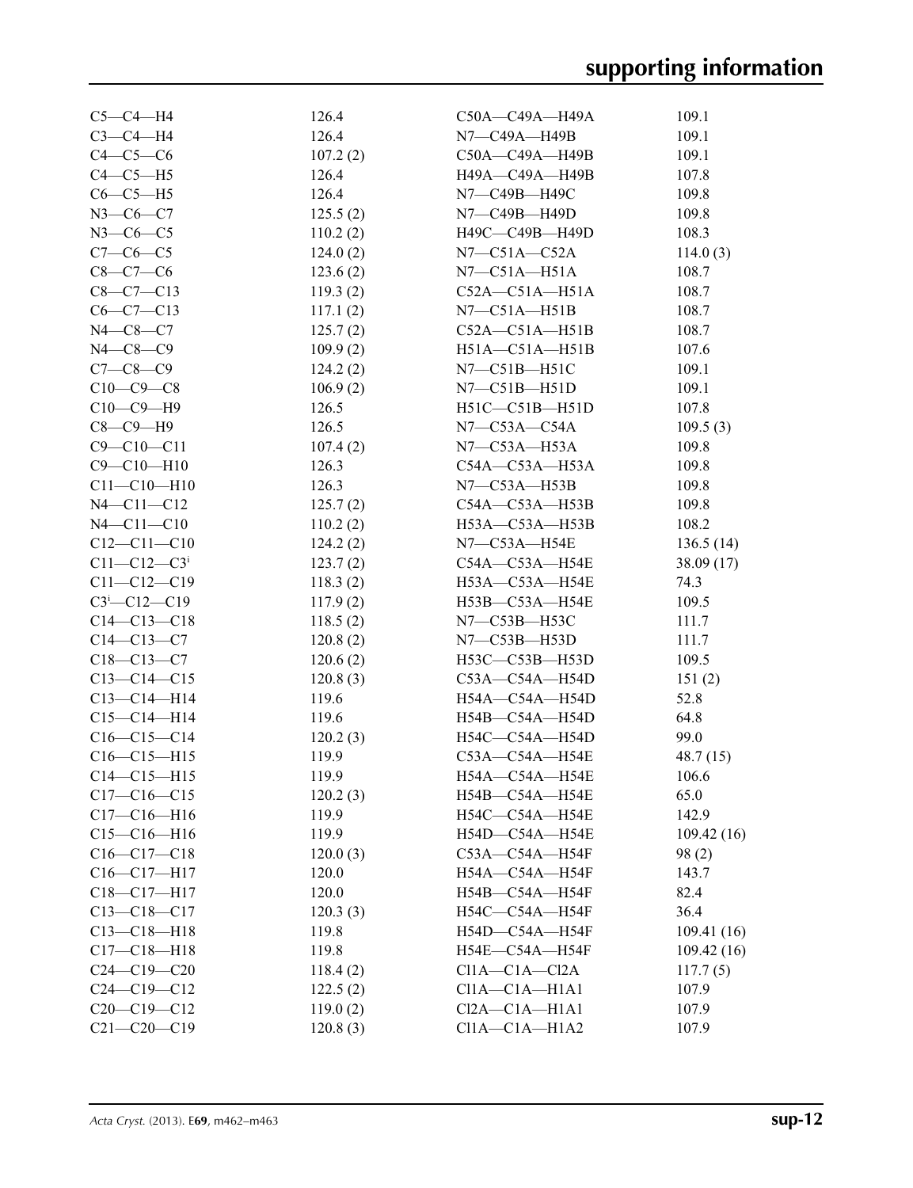| | | | |
|---|---|---|---|
| C5—C4—H4 | 126.4 | C50A—C49A—H49A | 109.1 |
| C3—C4—H4 | 126.4 | N7—C49A—H49B | 109.1 |
| C4—C5—C6 | 107.2 (2) | C50A—C49A—H49B | 109.1 |
| C4—C5—H5 | 126.4 | H49A—C49A—H49B | 107.8 |
| C6—C5—H5 | 126.4 | N7—C49B—H49C | 109.8 |
| N3—C6—C7 | 125.5 (2) | N7—C49B—H49D | 109.8 |
| N3—C6—C5 | 110.2 (2) | H49C—C49B—H49D | 108.3 |
| C7—C6—C5 | 124.0 (2) | N7—C51A—C52A | 114.0 (3) |
| C8—C7—C6 | 123.6 (2) | N7—C51A—H51A | 108.7 |
| C8—C7—C13 | 119.3 (2) | C52A—C51A—H51A | 108.7 |
| C6—C7—C13 | 117.1 (2) | N7—C51A—H51B | 108.7 |
| N4—C8—C7 | 125.7 (2) | C52A—C51A—H51B | 108.7 |
| N4—C8—C9 | 109.9 (2) | H51A—C51A—H51B | 107.6 |
| C7—C8—C9 | 124.2 (2) | N7—C51B—H51C | 109.1 |
| C10—C9—C8 | 106.9 (2) | N7—C51B—H51D | 109.1 |
| C10—C9—H9 | 126.5 | H51C—C51B—H51D | 107.8 |
| C8—C9—H9 | 126.5 | N7—C53A—C54A | 109.5 (3) |
| C9—C10—C11 | 107.4 (2) | N7—C53A—H53A | 109.8 |
| C9—C10—H10 | 126.3 | C54A—C53A—H53A | 109.8 |
| C11—C10—H10 | 126.3 | N7—C53A—H53B | 109.8 |
| N4—C11—C12 | 125.7 (2) | C54A—C53A—H53B | 109.8 |
| N4—C11—C10 | 110.2 (2) | H53A—C53A—H53B | 108.2 |
| C12—C11—C10 | 124.2 (2) | N7—C53A—H54E | 136.5 (14) |
| C11—C12—C3$^{i}$ | 123.7 (2) | C54A—C53A—H54E | 38.09 (17) |
| C11—C12—C19 | 118.3 (2) | H53A—C53A—H54E | 74.3 |
| C3$^{i}$—C12—C19 | 117.9 (2) | H53B—C53A—H54E | 109.5 |
| C14—C13—C18 | 118.5 (2) | N7—C53B—H53C | 111.7 |
| C14—C13—C7 | 120.8 (2) | N7—C53B—H53D | 111.7 |
| C18—C13—C7 | 120.6 (2) | H53C—C53B—H53D | 109.5 |
| C13—C14—C15 | 120.8 (3) | C53A—C54A—H54D | 151 (2) |
| C13—C14—H14 | 119.6 | H54A—C54A—H54D | 52.8 |
| C15—C14—H14 | 119.6 | H54B—C54A—H54D | 64.8 |
| C16—C15—C14 | 120.2 (3) | H54C—C54A—H54D | 99.0 |
| C16—C15—H15 | 119.9 | C53A—C54A—H54E | 48.7 (15) |
| C14—C15—H15 | 119.9 | H54A—C54A—H54E | 106.6 |
| C17—C16—C15 | 120.2 (3) | H54B—C54A—H54E | 65.0 |
| C17—C16—H16 | 119.9 | H54C—C54A—H54E | 142.9 |
| C15—C16—H16 | 119.9 | H54D—C54A—H54E | 109.42 (16) |
| C16—C17—C18 | 120.0 (3) | C53A—C54A—H54F | 98 (2) |
| C16—C17—H17 | 120.0 | H54A—C54A—H54F | 143.7 |
| C18—C17—H17 | 120.0 | H54B—C54A—H54F | 82.4 |
| C13—C18—C17 | 120.3 (3) | H54C—C54A—H54F | 36.4 |
| C13—C18—H18 | 119.8 | H54D—C54A—H54F | 109.41 (16) |
| C17—C18—H18 | 119.8 | H54E—C54A—H54F | 109.42 (16) |
| C24—C19—C20 | 118.4 (2) | Cl1A—C1A—Cl2A | 117.7 (5) |
| C24—C19—C12 | 122.5 (2) | Cl1A—C1A—H1A1 | 107.9 |
| C20—C19—C12 | 119.0 (2) | Cl2A—C1A—H1A1 | 107.9 |
| C21—C20—C19 | 120.8 (3) | Cl1A—C1A—H1A2 | 107.9 |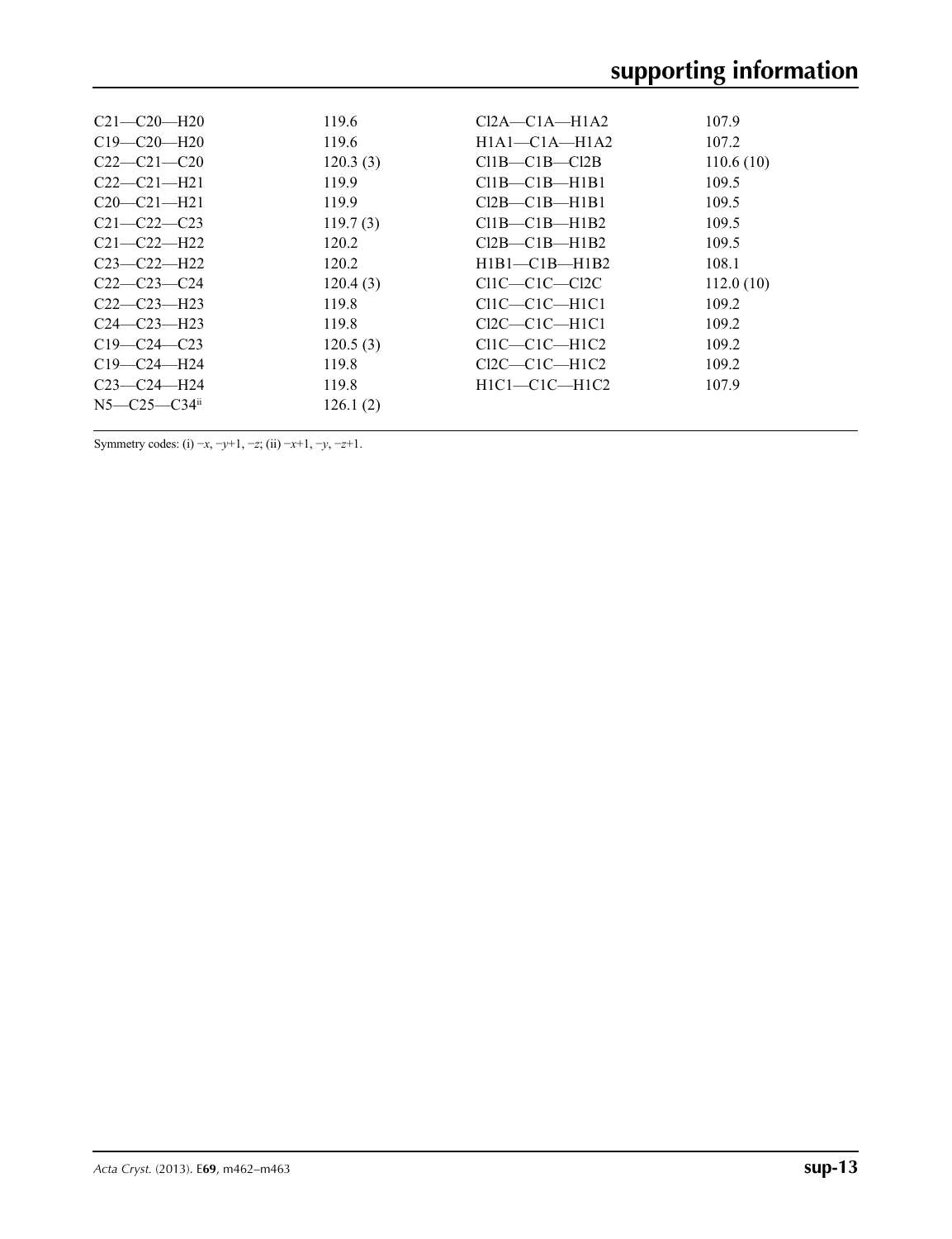| | | | |
|---|---|---|---|
| C21—C20—H20 | 119.6 | Cl2A—C1A—H1A2 | 107.9 |
| C19—C20—H20 | 119.6 | H1A1—C1A—H1A2 | 107.2 |
| C22—C21—C20 | 120.3 (3) | Cl1B—C1B—Cl2B | 110.6 (10) |
| C22—C21—H21 | 119.9 | Cl1B—C1B—H1B1 | 109.5 |
| C20—C21—H21 | 119.9 | Cl2B—C1B—H1B1 | 109.5 |
| C21—C22—C23 | 119.7 (3) | Cl1B—C1B—H1B2 | 109.5 |
| C21—C22—H22 | 120.2 | Cl2B—C1B—H1B2 | 109.5 |
| C23—C22—H22 | 120.2 | H1B1—C1B—H1B2 | 108.1 |
| C22—C23—C24 | 120.4 (3) | Cl1C—C1C—Cl2C | 112.0 (10) |
| C22—C23—H23 | 119.8 | Cl1C—C1C—H1C1 | 109.2 |
| C24—C23—H23 | 119.8 | Cl2C—C1C—H1C1 | 109.2 |
| C19—C24—C23 | 120.5 (3) | Cl1C—C1C—H1C2 | 109.2 |
| C19—C24—H24 | 119.8 | Cl2C—C1C—H1C2 | 109.2 |
| C23—C24—H24 | 119.8 | H1C1—C1C—H1C2 | 107.9 |
| N5—C25—C34[ii] | 126.1 (2) | | |

Symmetry codes: (i) $-x$, $-y+1$, $-z$; (ii) $-x+1$, $-y$, $-z+1$.